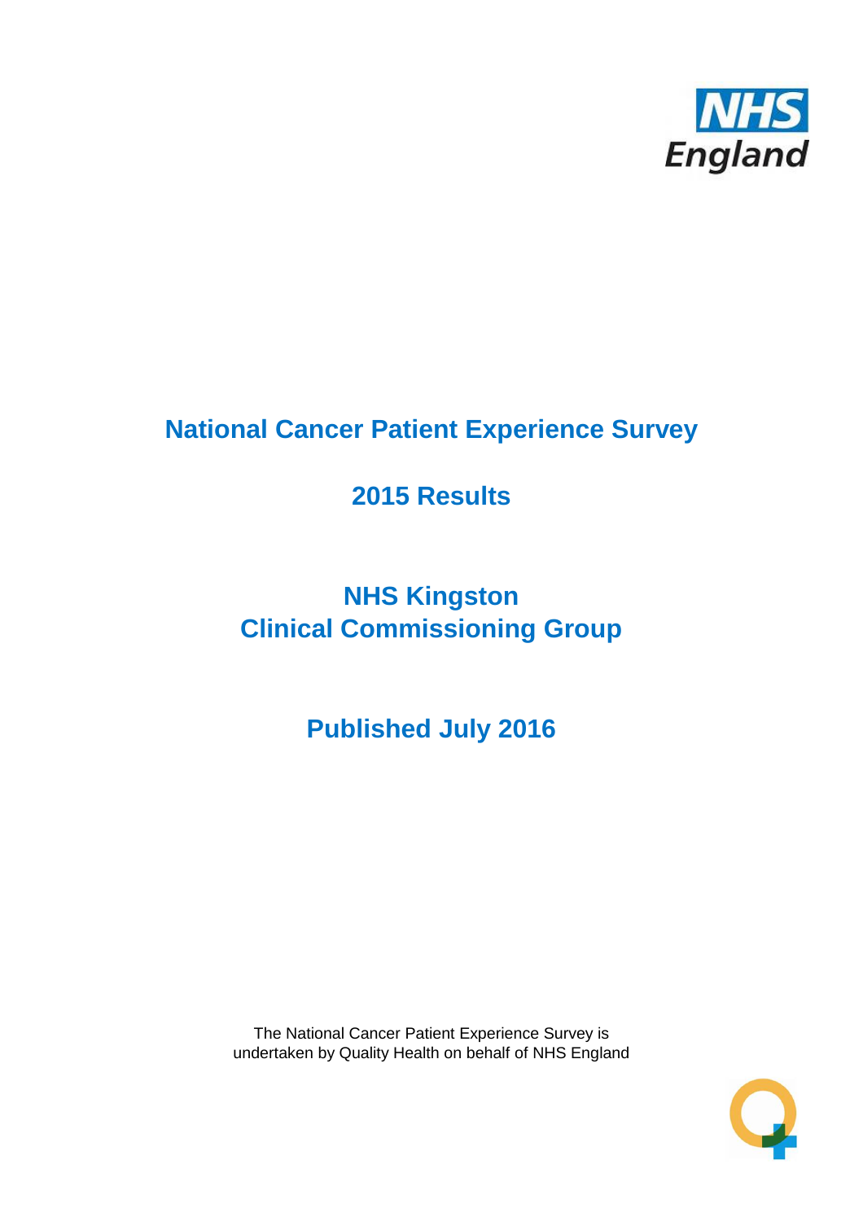NHS England

# National Cancer Patient Experience Survey

## 2015 Results

## NHS Kingston
## Clinical Commissioning Group

## Published July 2016

The National Cancer Patient Experience Survey is undertaken by Quality Health on behalf of NHS England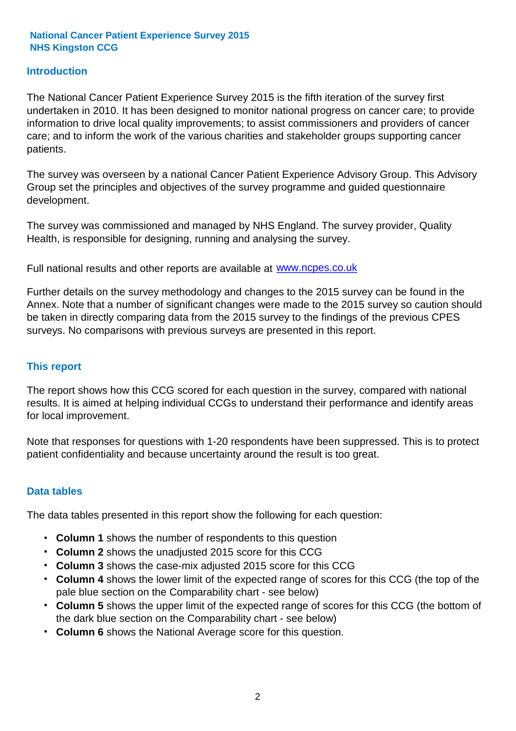**National Cancer Patient Experience Survey 2015**
**NHS Kingston CCG**

## Introduction

The National Cancer Patient Experience Survey 2015 is the fifth iteration of the survey first undertaken in 2010. It has been designed to monitor national progress on cancer care; to provide information to drive local quality improvements; to assist commissioners and providers of cancer care; and to inform the work of the various charities and stakeholder groups supporting cancer patients.

The survey was overseen by a national Cancer Patient Experience Advisory Group. This Advisory Group set the principles and objectives of the survey programme and guided questionnaire development.

The survey was commissioned and managed by NHS England. The survey provider, Quality Health, is responsible for designing, running and analysing the survey.

Full national results and other reports are available at [www.ncpes.co.uk](http://www.ncpes.co.uk)

Further details on the survey methodology and changes to the 2015 survey can be found in the Annex. Note that a number of significant changes were made to the 2015 survey so caution should be taken in directly comparing data from the 2015 survey to the findings of the previous CPES surveys. No comparisons with previous surveys are presented in this report.

## This report

The report shows how this CCG scored for each question in the survey, compared with national results. It is aimed at helping individual CCGs to understand their performance and identify areas for local improvement.

Note that responses for questions with 1-20 respondents have been suppressed. This is to protect patient confidentiality and because uncertainty around the result is too great.

## Data tables

The data tables presented in this report show the following for each question:

- **Column 1** shows the number of respondents to this question
- **Column 2** shows the unadjusted 2015 score for this CCG
- **Column 3** shows the case-mix adjusted 2015 score for this CCG
- **Column 4** shows the lower limit of the expected range of scores for this CCG (the top of the pale blue section on the Comparability chart - see below)
- **Column 5** shows the upper limit of the expected range of scores for this CCG (the bottom of the dark blue section on the Comparability chart - see below)
- **Column 6** shows the National Average score for this question.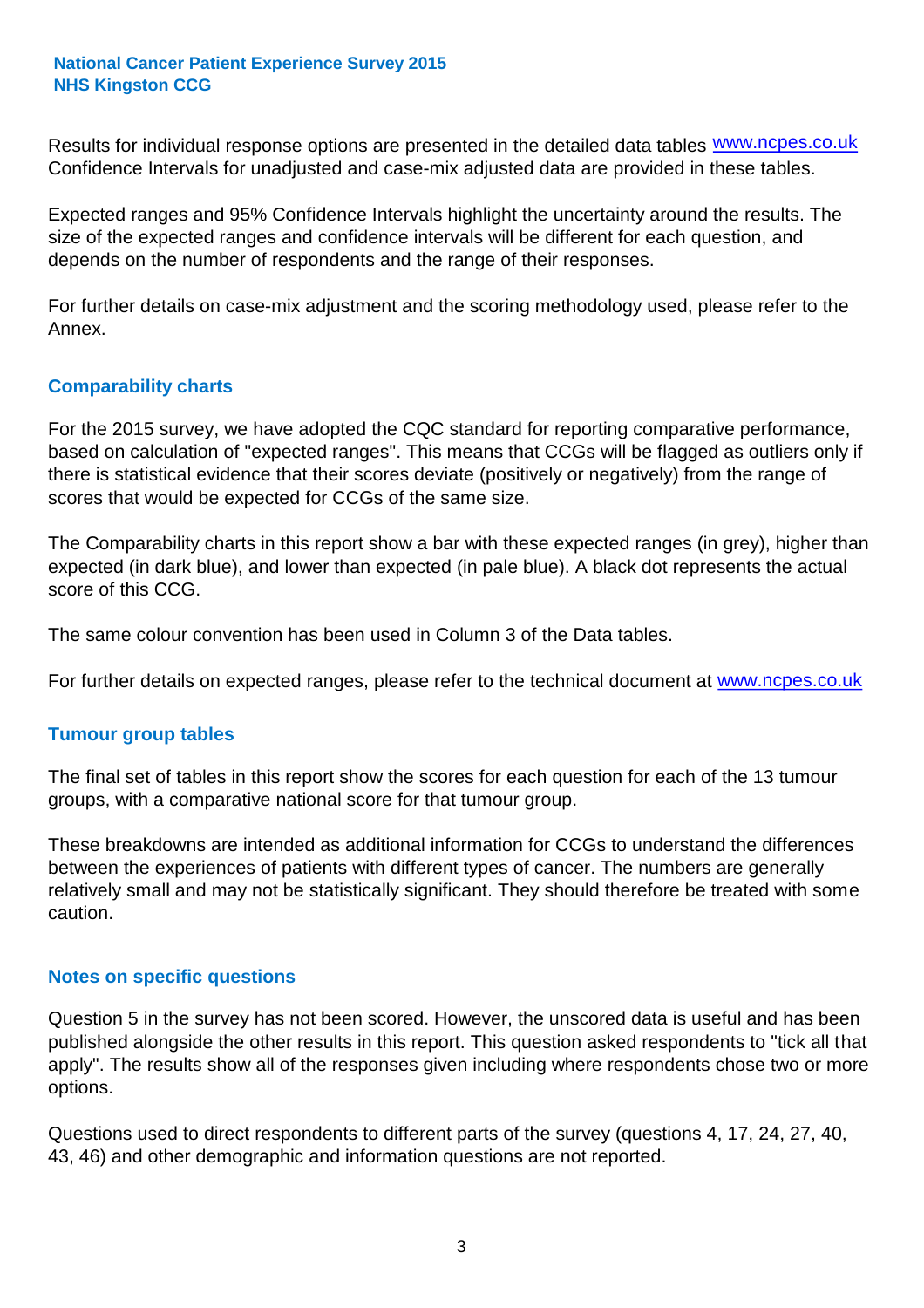Results for individual response options are presented in the detailed data tables www.ncpes.co.uk Confidence Intervals for unadjusted and case-mix adjusted data are provided in these tables.

Expected ranges and 95% Confidence Intervals highlight the uncertainty around the results. The size of the expected ranges and confidence intervals will be different for each question, and depends on the number of respondents and the range of their responses.

For further details on case-mix adjustment and the scoring methodology used, please refer to the Annex.

## Comparability charts

For the 2015 survey, we have adopted the CQC standard for reporting comparative performance, based on calculation of "expected ranges". This means that CCGs will be flagged as outliers only if there is statistical evidence that their scores deviate (positively or negatively) from the range of scores that would be expected for CCGs of the same size.

The Comparability charts in this report show a bar with these expected ranges (in grey), higher than expected (in dark blue), and lower than expected (in pale blue). A black dot represents the actual score of this CCG.

The same colour convention has been used in Column 3 of the Data tables.

For further details on expected ranges, please refer to the technical document at www.ncpes.co.uk

## Tumour group tables

The final set of tables in this report show the scores for each question for each of the 13 tumour groups, with a comparative national score for that tumour group.

These breakdowns are intended as additional information for CCGs to understand the differences between the experiences of patients with different types of cancer. The numbers are generally relatively small and may not be statistically significant. They should therefore be treated with some caution.

## Notes on specific questions

Question 5 in the survey has not been scored. However, the unscored data is useful and has been published alongside the other results in this report. This question asked respondents to "tick all that apply". The results show all of the responses given including where respondents chose two or more options.

Questions used to direct respondents to different parts of the survey (questions 4, 17, 24, 27, 40, 43, 46) and other demographic and information questions are not reported.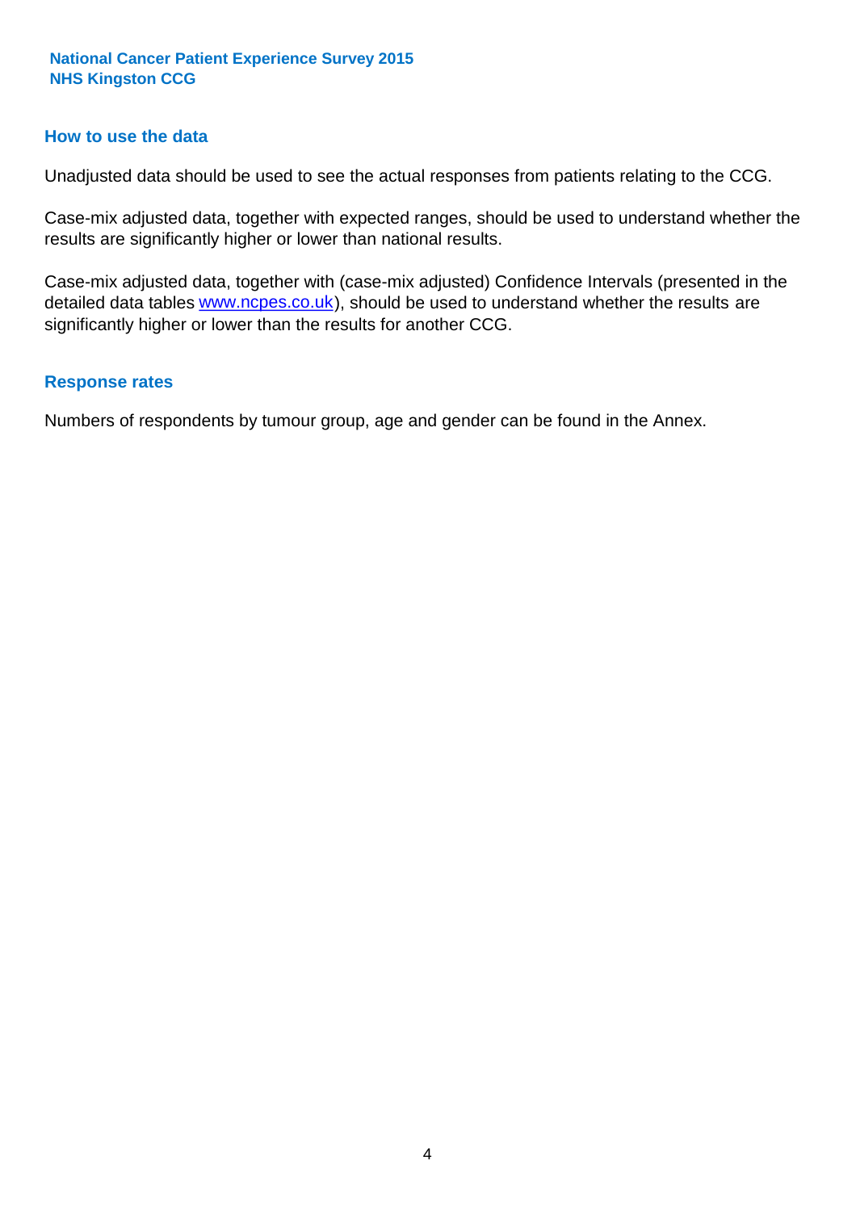## How to use the data

Unadjusted data should be used to see the actual responses from patients relating to the CCG.

Case-mix adjusted data, together with expected ranges, should be used to understand whether the results are significantly higher or lower than national results.

Case-mix adjusted data, together with (case-mix adjusted) Confidence Intervals (presented in the detailed data tables www.ncpes.co.uk), should be used to understand whether the results are significantly higher or lower than the results for another CCG.

## Response rates

Numbers of respondents by tumour group, age and gender can be found in the Annex.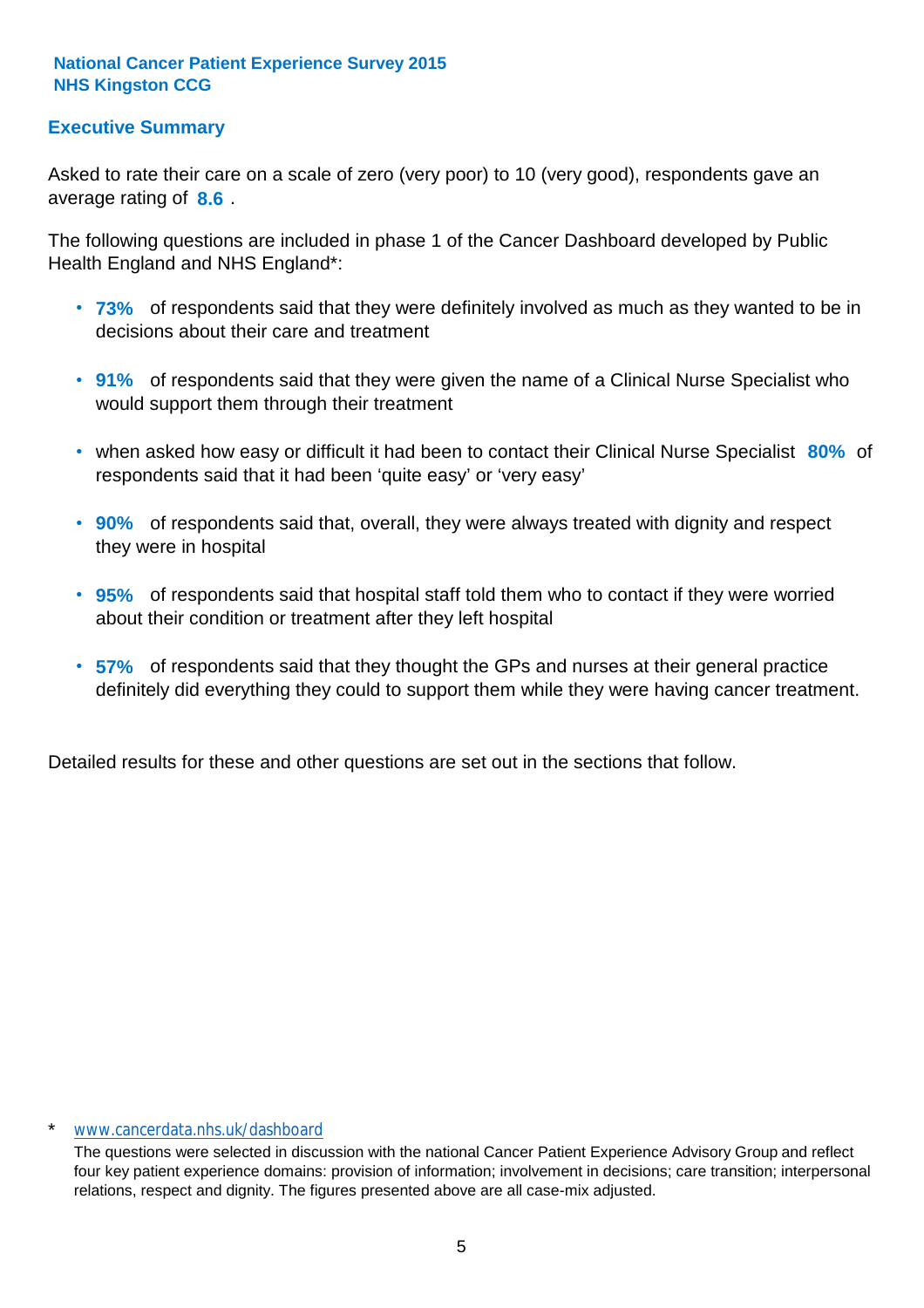**National Cancer Patient Experience Survey 2015**
**NHS Kingston CCG**

## Executive Summary

Asked to rate their care on a scale of zero (very poor) to 10 (very good), respondents gave an average rating of **8.6** .

The following questions are included in phase 1 of the Cancer Dashboard developed by Public Health England and NHS England*:

- **73%** of respondents said that they were definitely involved as much as they wanted to be in decisions about their care and treatment
- **91%** of respondents said that they were given the name of a Clinical Nurse Specialist who would support them through their treatment
- when asked how easy or difficult it had been to contact their Clinical Nurse Specialist **80%** of respondents said that it had been 'quite easy' or 'very easy'
- **90%** of respondents said that, overall, they were always treated with dignity and respect they were in hospital
- **95%** of respondents said that hospital staff told them who to contact if they were worried about their condition or treatment after they left hospital
- **57%** of respondents said that they thought the GPs and nurses at their general practice definitely did everything they could to support them while they were having cancer treatment.

Detailed results for these and other questions are set out in the sections that follow.

\* www.cancerdata.nhs.uk/dashboard

The questions were selected in discussion with the national Cancer Patient Experience Advisory Group and reflect four key patient experience domains: provision of information; involvement in decisions; care transition; interpersonal relations, respect and dignity. The figures presented above are all case-mix adjusted.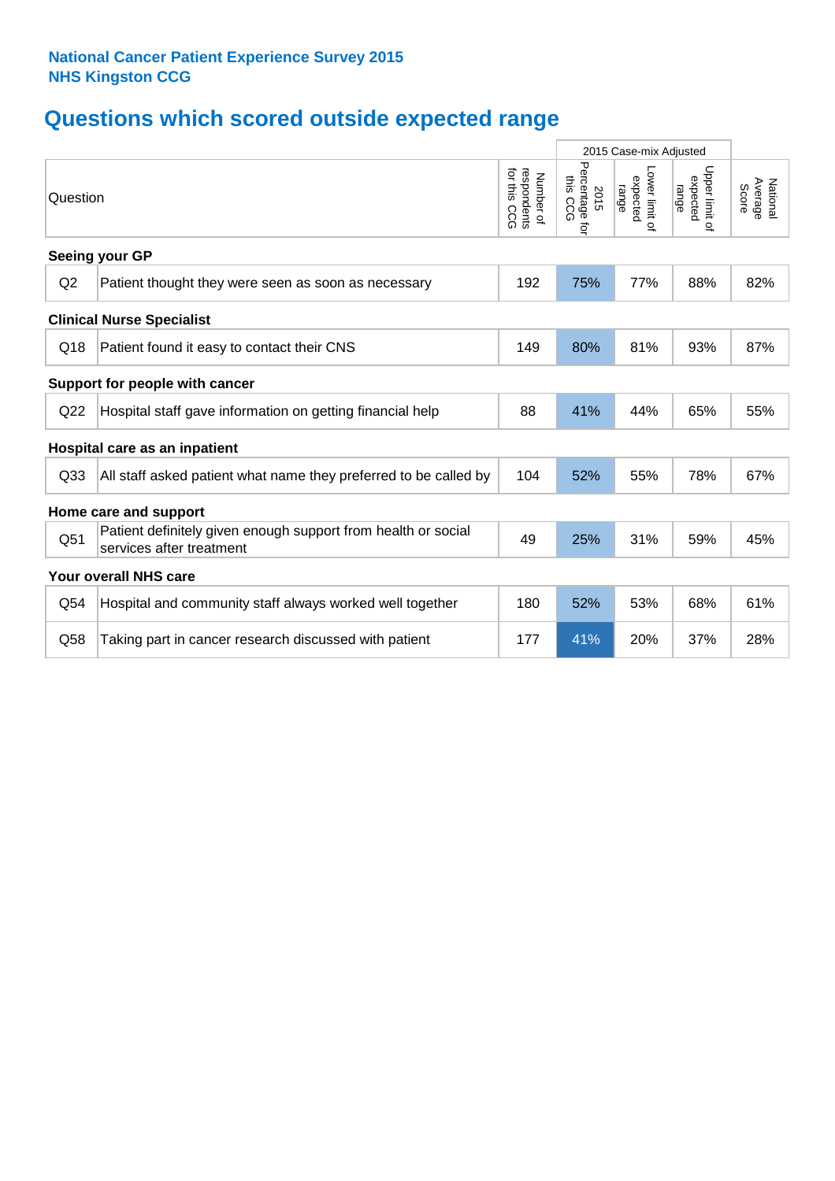**National Cancer Patient Experience Survey 2015**
**NHS Kingston CCG**

## Questions which scored outside expected range

| Question | | Number of respondents for this CCG | 2015 Case-mix Adjusted | | | National Average Score |
|---|---|---|---|---|---|---|
| | | | 2015 Percentage for this CCG | Lower limit of expected range | Upper limit of expected range | |
| **Seeing your GP** | | | | | | |
| Q2 | Patient thought they were seen as soon as necessary | 192 | 75% | 77% | 88% | 82% |
| **Clinical Nurse Specialist** | | | | | | |
| Q18 | Patient found it easy to contact their CNS | 149 | 80% | 81% | 93% | 87% |
| **Support for people with cancer** | | | | | | |
| Q22 | Hospital staff gave information on getting financial help | 88 | 41% | 44% | 65% | 55% |
| **Hospital care as an inpatient** | | | | | | |
| Q33 | All staff asked patient what name they preferred to be called by | 104 | 52% | 55% | 78% | 67% |
| **Home care and support** | | | | | | |
| Q51 | Patient definitely given enough support from health or social services after treatment | 49 | 25% | 31% | 59% | 45% |
| **Your overall NHS care** | | | | | | |
| Q54 | Hospital and community staff always worked well together | 180 | 52% | 53% | 68% | 61% |
| Q58 | Taking part in cancer research discussed with patient | 177 | 41% | 20% | 37% | 28% |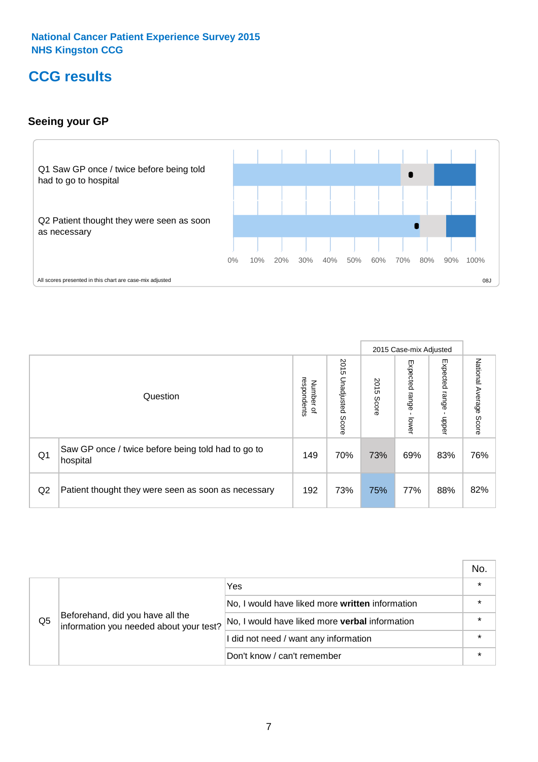National Cancer Patient Experience Survey 2015
NHS Kingston CCG

# CCG results

## Seeing your GP

Q1 Saw GP once / twice before being told had to go to hospital

Q2 Patient thought they were seen as soon as necessary

0% 10% 20% 30% 40% 50% 60% 70% 80% 90% 100%

All scores presented in this chart are case-mix adjusted

08J

| | Question | Number of respondents | 2015 Unadjusted Score | 2015 Case-mix Adjusted: 2015 Score | 2015 Case-mix Adjusted: Expected range - lower | 2015 Case-mix Adjusted: Expected range - upper | National Average Score |
|---|---|---|---|---|---|---|---|
| Q1 | Saw GP once / twice before being told had to go to hospital | 149 | 70% | 73% | 69% | 83% | 76% |
| Q2 | Patient thought they were seen as soon as necessary | 192 | 73% | 75% | 77% | 88% | 82% |

| | | | No. |
|---|---|---|---|
| Q5 | Beforehand, did you have all the information you needed about your test? | Yes | * |
| | | No, I would have liked more **written** information | * |
| | | No, I would have liked more **verbal** information | * |
| | | I did not need / want any information | * |
| | | Don't know / can't remember | * |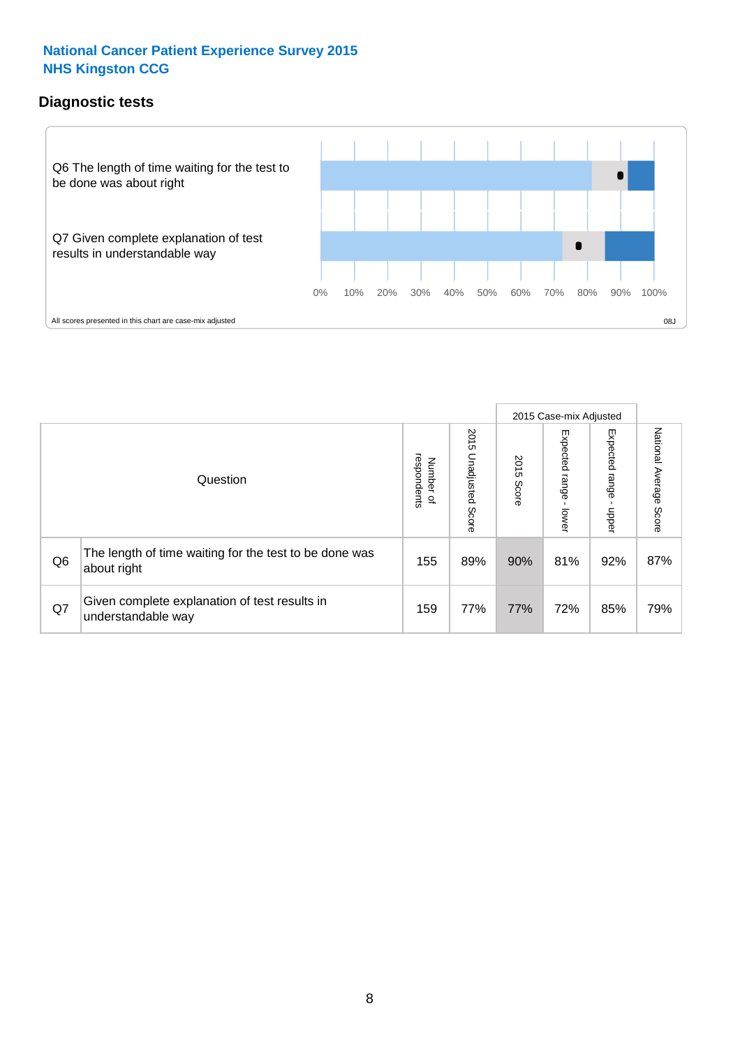**National Cancer Patient Experience Survey 2015**
**NHS Kingston CCG**

## Diagnostic tests

Q6 The length of time waiting for the test to be done was about right

Q7 Given complete explanation of test results in understandable way

0% 10% 20% 30% 40% 50% 60% 70% 80% 90% 100%

All scores presented in this chart are case-mix adjusted

08J

| | Question | Number of respondents | 2015 Unadjusted Score | 2015 Case-mix Adjusted: 2015 Score | 2015 Case-mix Adjusted: Expected range - lower | 2015 Case-mix Adjusted: Expected range - upper | National Average Score |
|---|---|---|---|---|---|---|---|
| Q6 | The length of time waiting for the test to be done was about right | 155 | 89% | 90% | 81% | 92% | 87% |
| Q7 | Given complete explanation of test results in understandable way | 159 | 77% | 77% | 72% | 85% | 79% |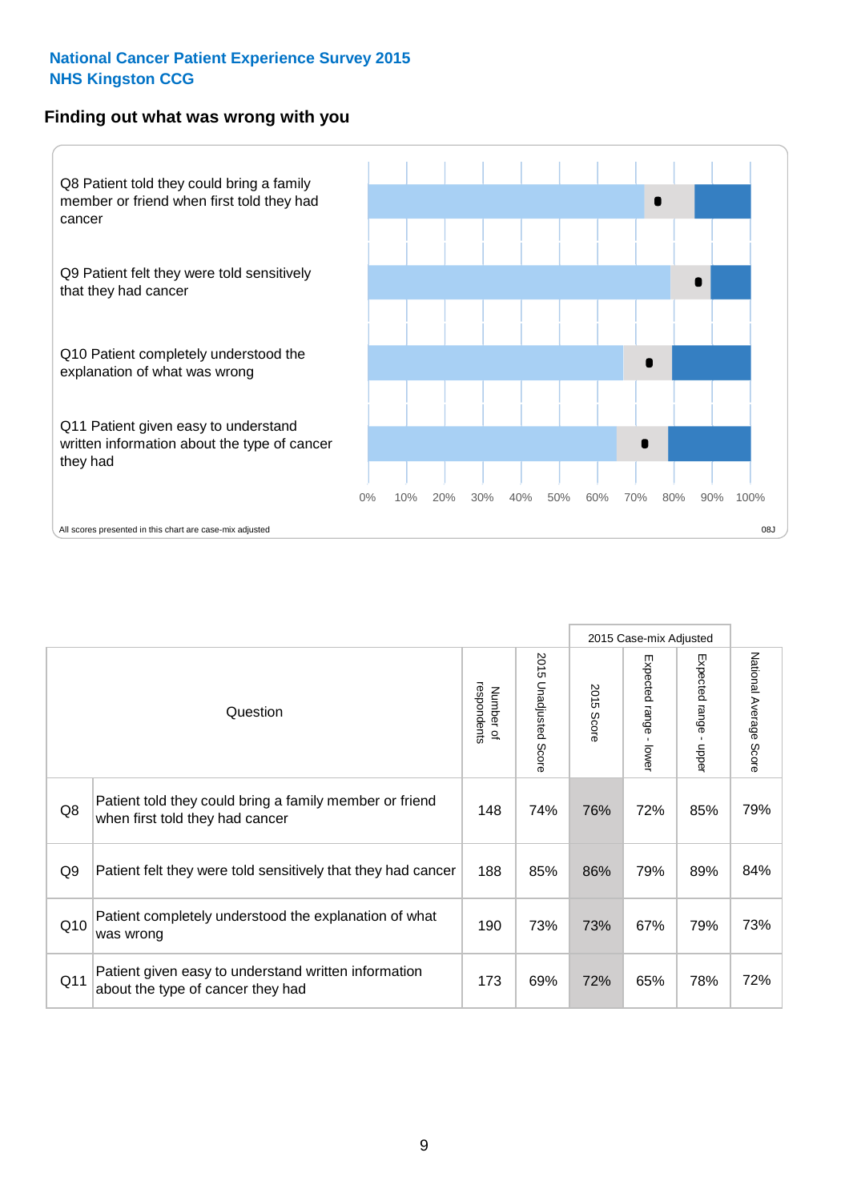# National Cancer Patient Experience Survey 2015
# NHS Kingston CCG

## Finding out what was wrong with you

Q8 Patient told they could bring a family member or friend when first told they had cancer

Q9 Patient felt they were told sensitively that they had cancer

Q10 Patient completely understood the explanation of what was wrong

Q11 Patient given easy to understand written information about the type of cancer they had

0% 10% 20% 30% 40% 50% 60% 70% 80% 90% 100%

All scores presented in this chart are case-mix adjusted

08J

| | Question | Number of respondents | 2015 Unadjusted Score | 2015 Case-mix Adjusted | | | National Average Score |
|---|---|---|---|---|---|---|---|
| | | | | 2015 Score | Expected range - lower | Expected range - upper | |
| Q8 | Patient told they could bring a family member or friend when first told they had cancer | 148 | 74% | 76% | 72% | 85% | 79% |
| Q9 | Patient felt they were told sensitively that they had cancer | 188 | 85% | 86% | 79% | 89% | 84% |
| Q10 | Patient completely understood the explanation of what was wrong | 190 | 73% | 73% | 67% | 79% | 73% |
| Q11 | Patient given easy to understand written information about the type of cancer they had | 173 | 69% | 72% | 65% | 78% | 72% |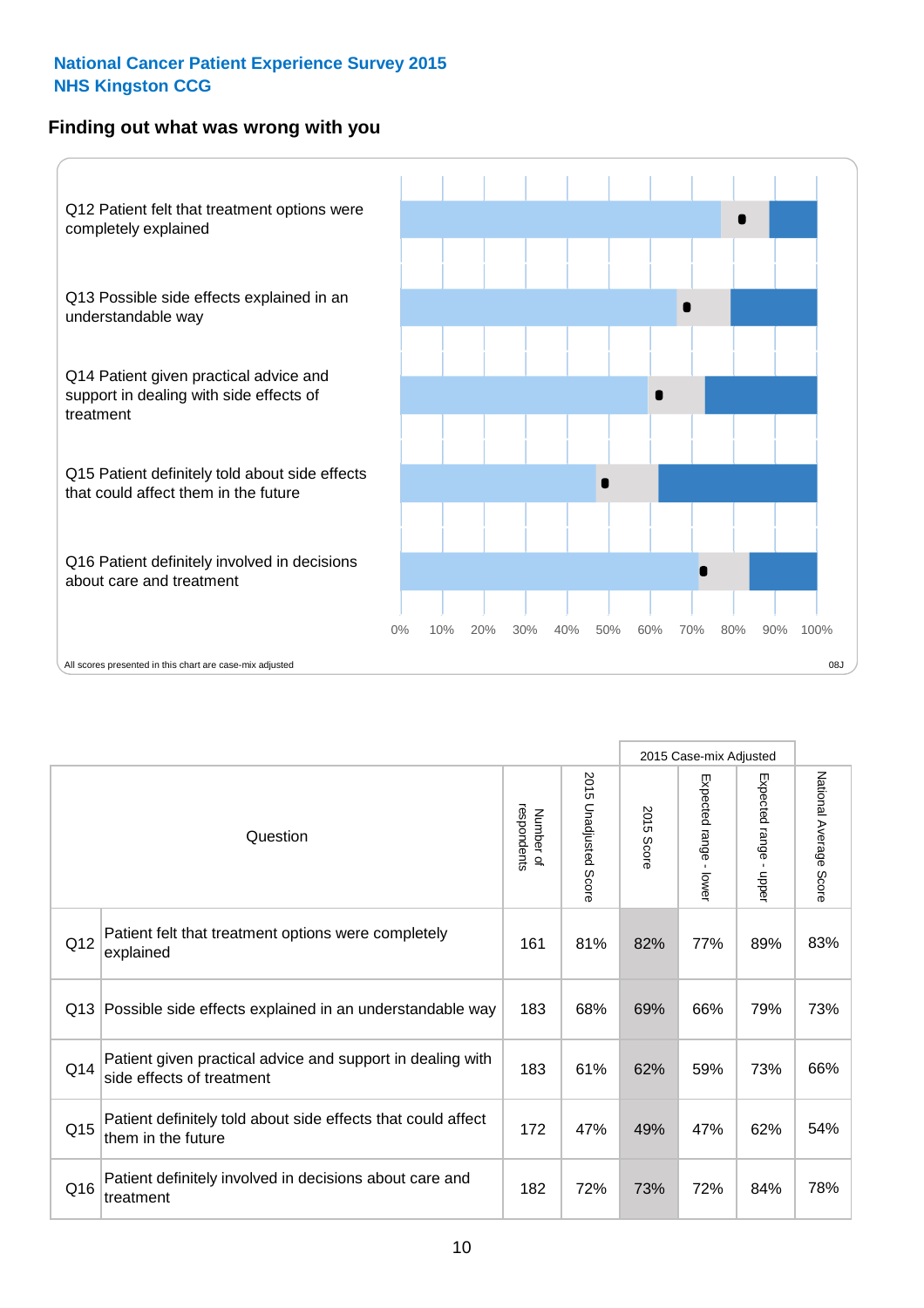**National Cancer Patient Experience Survey 2015**
**NHS Kingston CCG**

## Finding out what was wrong with you

Q12 Patient felt that treatment options were completely explained

Q13 Possible side effects explained in an understandable way

Q14 Patient given practical advice and support in dealing with side effects of treatment

Q15 Patient definitely told about side effects that could affect them in the future

Q16 Patient definitely involved in decisions about care and treatment

0% 10% 20% 30% 40% 50% 60% 70% 80% 90% 100%

All scores presented in this chart are case-mix adjusted

08J

| | Question | Number of respondents | 2015 Unadjusted Score | 2015 Case-mix Adjusted: 2015 Score | 2015 Case-mix Adjusted: Expected range - lower | 2015 Case-mix Adjusted: Expected range - upper | National Average Score |
|---|---|---|---|---|---|---|---|
| Q12 | Patient felt that treatment options were completely explained | 161 | 81% | 82% | 77% | 89% | 83% |
| Q13 | Possible side effects explained in an understandable way | 183 | 68% | 69% | 66% | 79% | 73% |
| Q14 | Patient given practical advice and support in dealing with side effects of treatment | 183 | 61% | 62% | 59% | 73% | 66% |
| Q15 | Patient definitely told about side effects that could affect them in the future | 172 | 47% | 49% | 47% | 62% | 54% |
| Q16 | Patient definitely involved in decisions about care and treatment | 182 | 72% | 73% | 72% | 84% | 78% |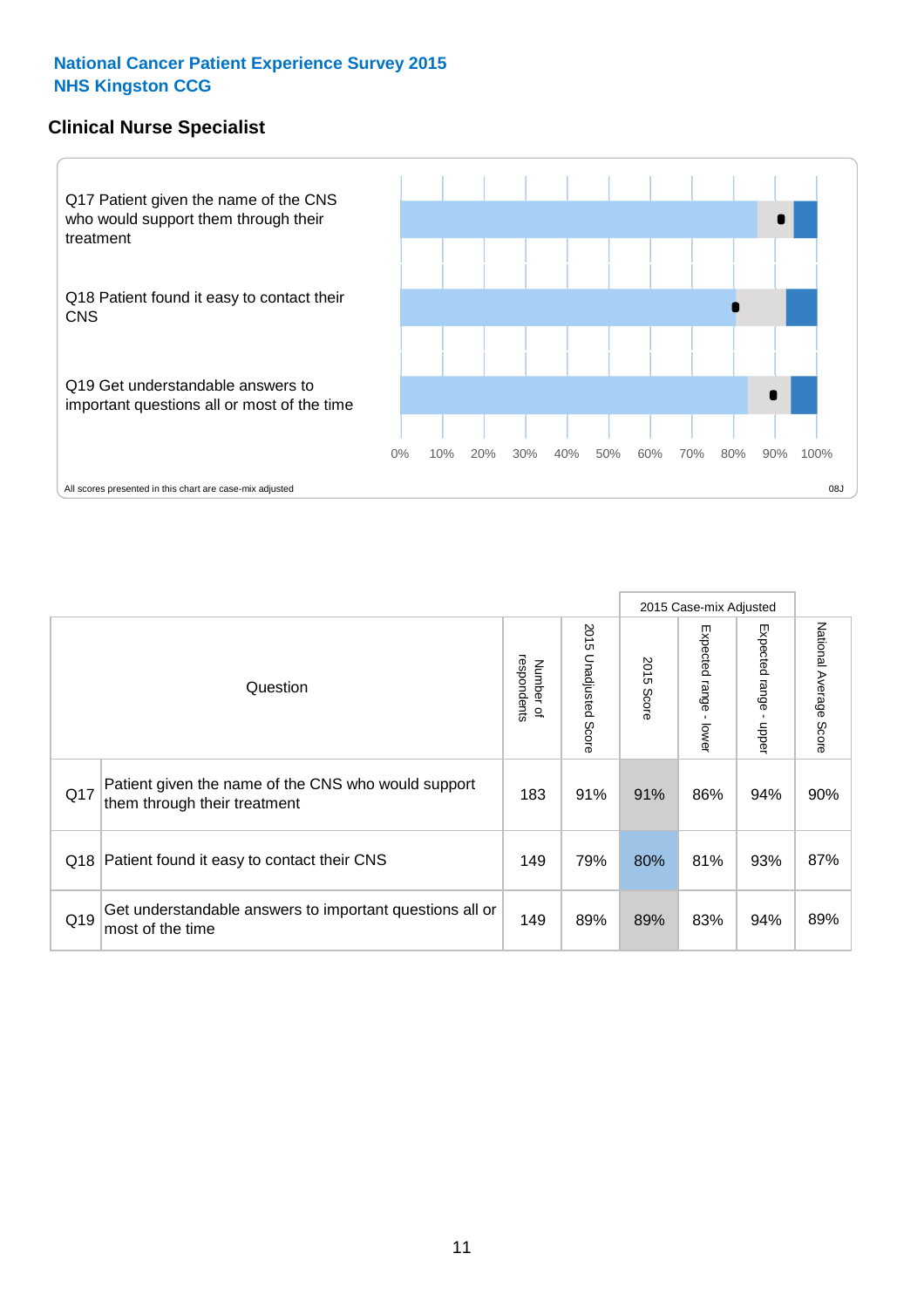National Cancer Patient Experience Survey 2015
NHS Kingston CCG

## Clinical Nurse Specialist

Q17 Patient given the name of the CNS who would support them through their treatment

Q18 Patient found it easy to contact their CNS

Q19 Get understandable answers to important questions all or most of the time

0% 10% 20% 30% 40% 50% 60% 70% 80% 90% 100%

All scores presented in this chart are case-mix adjusted

08J

| Question | | Number of respondents | 2015 Unadjusted Score | 2015 Case-mix Adjusted: 2015 Score | 2015 Case-mix Adjusted: Expected range - lower | 2015 Case-mix Adjusted: Expected range - upper | National Average Score |
|---|---|---|---|---|---|---|---|
| Q17 | Patient given the name of the CNS who would support them through their treatment | 183 | 91% | 91% | 86% | 94% | 90% |
| Q18 | Patient found it easy to contact their CNS | 149 | 79% | 80% | 81% | 93% | 87% |
| Q19 | Get understandable answers to important questions all or most of the time | 149 | 89% | 89% | 83% | 94% | 89% |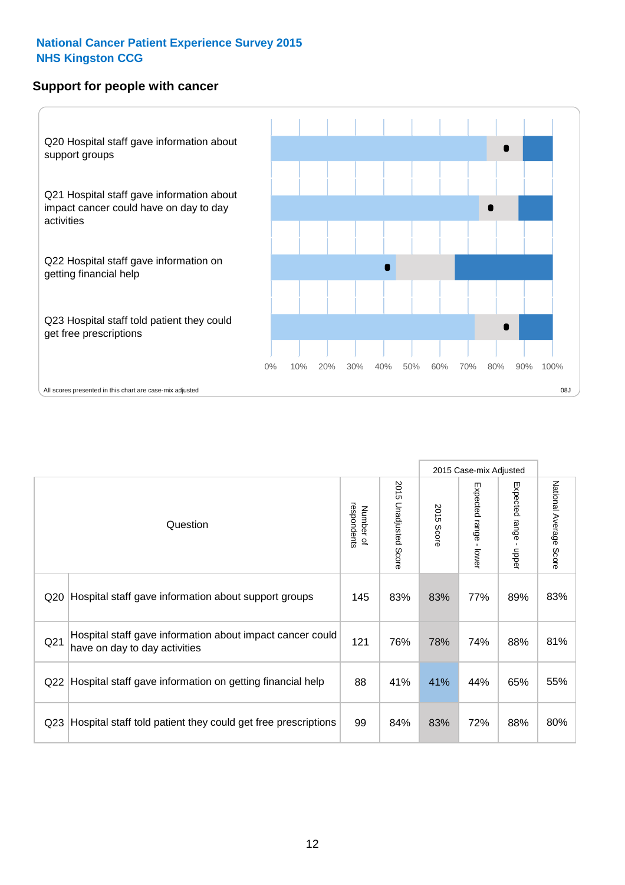**National Cancer Patient Experience Survey 2015**
**NHS Kingston CCG**

## Support for people with cancer

Q20 Hospital staff gave information about support groups

Q21 Hospital staff gave information about impact cancer could have on day to day activities

Q22 Hospital staff gave information on getting financial help

Q23 Hospital staff told patient they could get free prescriptions

0% 10% 20% 30% 40% 50% 60% 70% 80% 90% 100%

All scores presented in this chart are case-mix adjusted

08J

| | Question | Number of respondents | 2015 Unadjusted Score | 2015 Case-mix Adjusted | | | National Average Score |
|---|---|---|---|---|---|---|---|
| | | | | 2015 Score | Expected range - lower | Expected range - upper | |
| Q20 | Hospital staff gave information about support groups | 145 | 83% | 83% | 77% | 89% | 83% |
| Q21 | Hospital staff gave information about impact cancer could have on day to day activities | 121 | 76% | 78% | 74% | 88% | 81% |
| Q22 | Hospital staff gave information on getting financial help | 88 | 41% | 41% | 44% | 65% | 55% |
| Q23 | Hospital staff told patient they could get free prescriptions | 99 | 84% | 83% | 72% | 88% | 80% |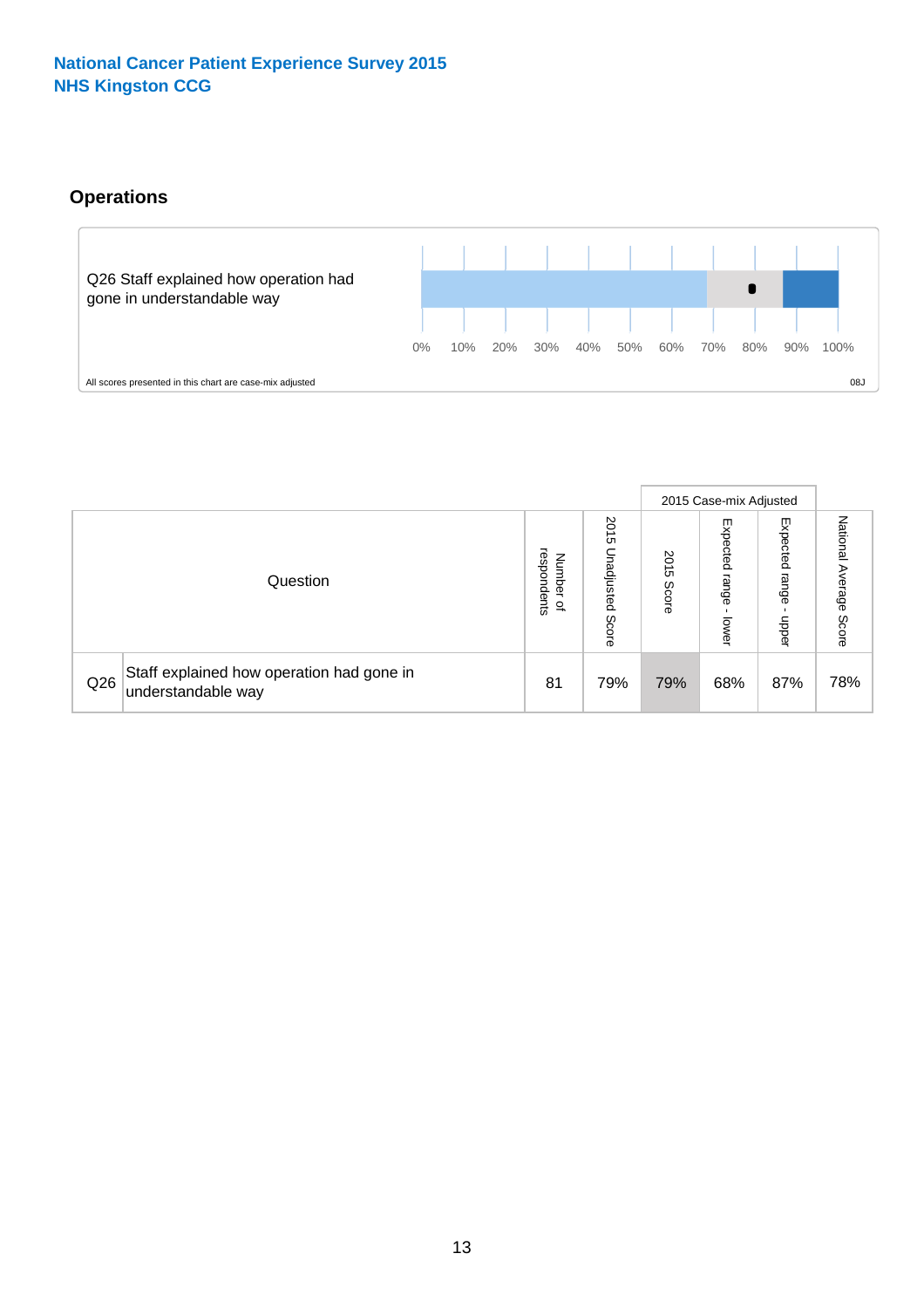**National Cancer Patient Experience Survey 2015**
**NHS Kingston CCG**

## Operations

Q26 Staff explained how operation had gone in understandable way

0% 10% 20% 30% 40% 50% 60% 70% 80% 90% 100%

All scores presented in this chart are case-mix adjusted

08J

| | Question | Number of respondents | 2015 Unadjusted Score | 2015 Case-mix Adjusted | | | National Average Score |
|---|---|---|---|---|---|---|---|
| | | | | 2015 Score | Expected range - lower | Expected range - upper | |
| Q26 | Staff explained how operation had gone in understandable way | 81 | 79% | 79% | 68% | 87% | 78% |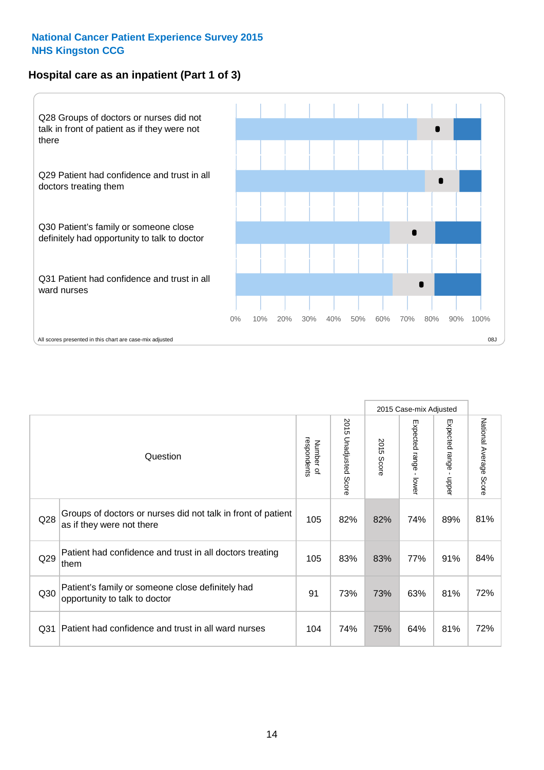National Cancer Patient Experience Survey 2015
NHS Kingston CCG

## Hospital care as an inpatient (Part 1 of 3)

Q28 Groups of doctors or nurses did not talk in front of patient as if they were not there

Q29 Patient had confidence and trust in all doctors treating them

Q30 Patient's family or someone close definitely had opportunity to talk to doctor

Q31 Patient had confidence and trust in all ward nurses

0% 10% 20% 30% 40% 50% 60% 70% 80% 90% 100%

All scores presented in this chart are case-mix adjusted

08J

| | Question | Number of respondents | 2015 Unadjusted Score | 2015 Case-mix Adjusted: 2015 Score | 2015 Case-mix Adjusted: Expected range - lower | 2015 Case-mix Adjusted: Expected range - upper | National Average Score |
|---|---|---|---|---|---|---|---|
| Q28 | Groups of doctors or nurses did not talk in front of patient as if they were not there | 105 | 82% | 82% | 74% | 89% | 81% |
| Q29 | Patient had confidence and trust in all doctors treating them | 105 | 83% | 83% | 77% | 91% | 84% |
| Q30 | Patient's family or someone close definitely had opportunity to talk to doctor | 91 | 73% | 73% | 63% | 81% | 72% |
| Q31 | Patient had confidence and trust in all ward nurses | 104 | 74% | 75% | 64% | 81% | 72% |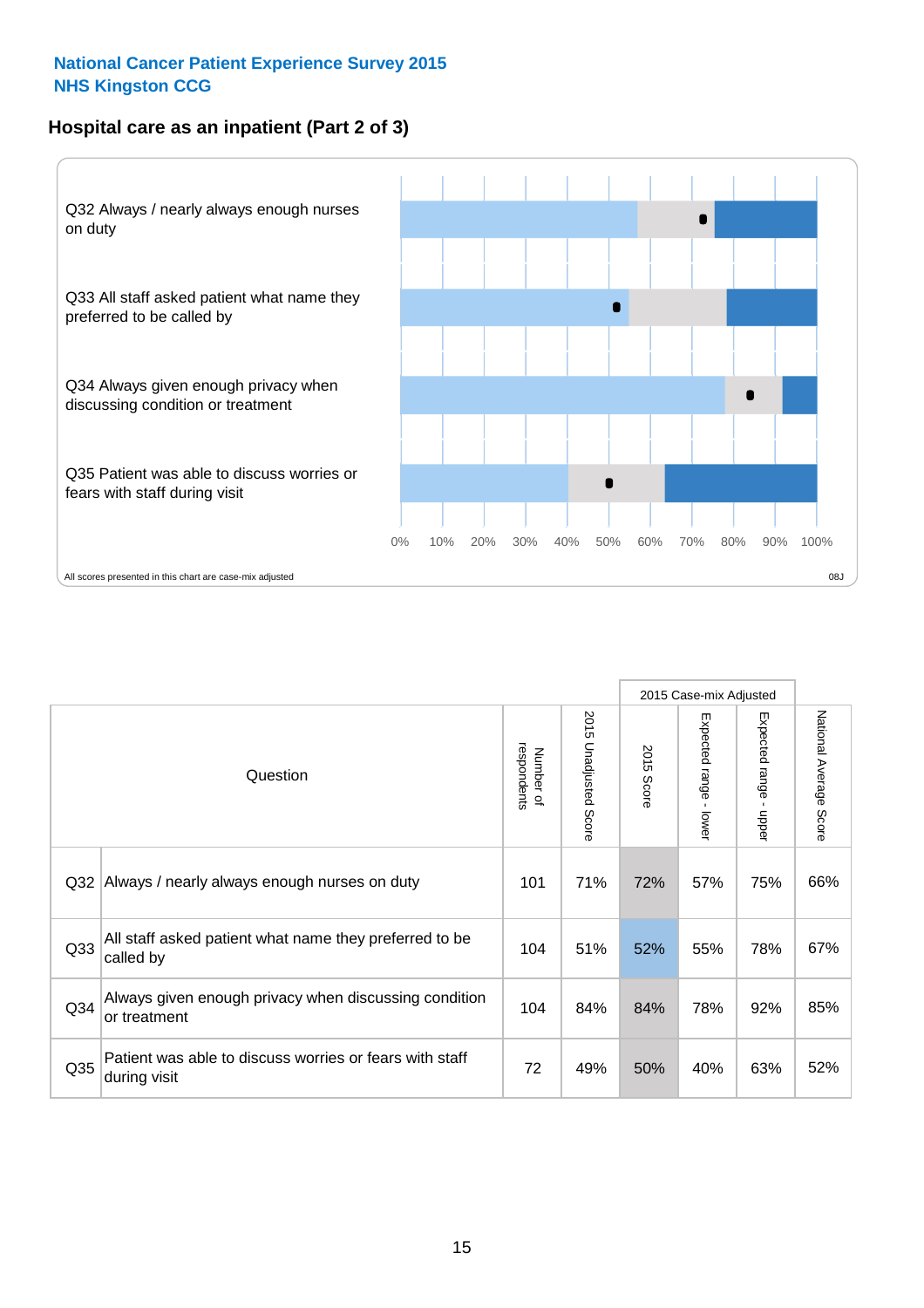National Cancer Patient Experience Survey 2015
NHS Kingston CCG

## Hospital care as an inpatient (Part 2 of 3)

Q32 Always / nearly always enough nurses on duty

Q33 All staff asked patient what name they preferred to be called by

Q34 Always given enough privacy when discussing condition or treatment

Q35 Patient was able to discuss worries or fears with staff during visit

0% 10% 20% 30% 40% 50% 60% 70% 80% 90% 100%

All scores presented in this chart are case-mix adjusted

08J

| Question | | Number of respondents | 2015 Unadjusted Score | 2015 Case-mix Adjusted: 2015 Score | 2015 Case-mix Adjusted: Expected range - lower | 2015 Case-mix Adjusted: Expected range - upper | National Average Score |
|---|---|---|---|---|---|---|---|
| Q32 | Always / nearly always enough nurses on duty | 101 | 71% | 72% | 57% | 75% | 66% |
| Q33 | All staff asked patient what name they preferred to be called by | 104 | 51% | 52% | 55% | 78% | 67% |
| Q34 | Always given enough privacy when discussing condition or treatment | 104 | 84% | 84% | 78% | 92% | 85% |
| Q35 | Patient was able to discuss worries or fears with staff during visit | 72 | 49% | 50% | 40% | 63% | 52% |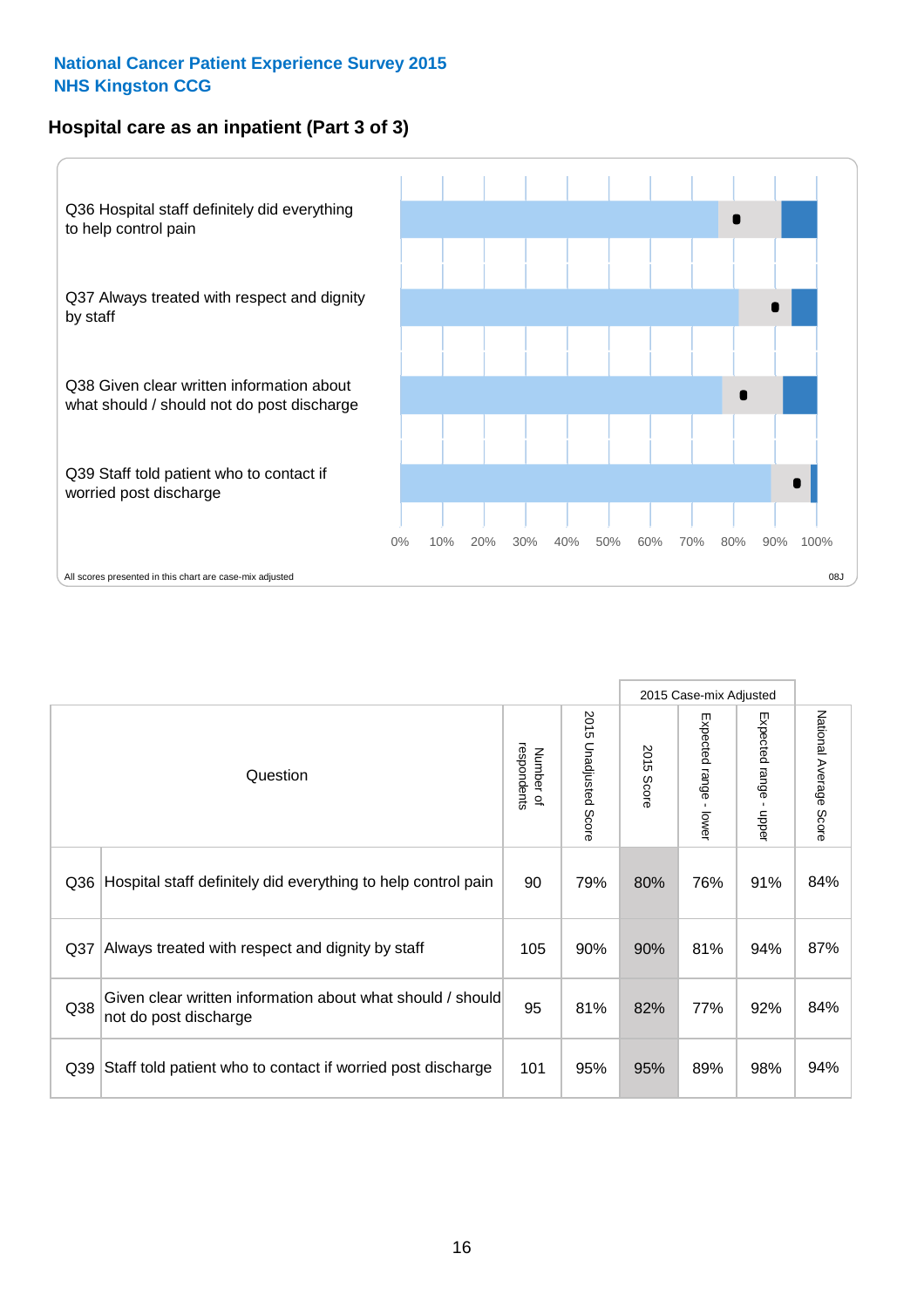**National Cancer Patient Experience Survey 2015**
**NHS Kingston CCG**

## Hospital care as an inpatient (Part 3 of 3)

Q36 Hospital staff definitely did everything to help control pain

Q37 Always treated with respect and dignity by staff

Q38 Given clear written information about what should / should not do post discharge

Q39 Staff told patient who to contact if worried post discharge

0% 10% 20% 30% 40% 50% 60% 70% 80% 90% 100%

All scores presented in this chart are case-mix adjusted

08J

| | Question | Number of respondents | 2015 Unadjusted Score | 2015 Case-mix Adjusted | | | National Average Score |
|---|---|---|---|---|---|---|---|
| | | | | 2015 Score | Expected range - lower | Expected range - upper | |
| Q36 | Hospital staff definitely did everything to help control pain | 90 | 79% | 80% | 76% | 91% | 84% |
| Q37 | Always treated with respect and dignity by staff | 105 | 90% | 90% | 81% | 94% | 87% |
| Q38 | Given clear written information about what should / should not do post discharge | 95 | 81% | 82% | 77% | 92% | 84% |
| Q39 | Staff told patient who to contact if worried post discharge | 101 | 95% | 95% | 89% | 98% | 94% |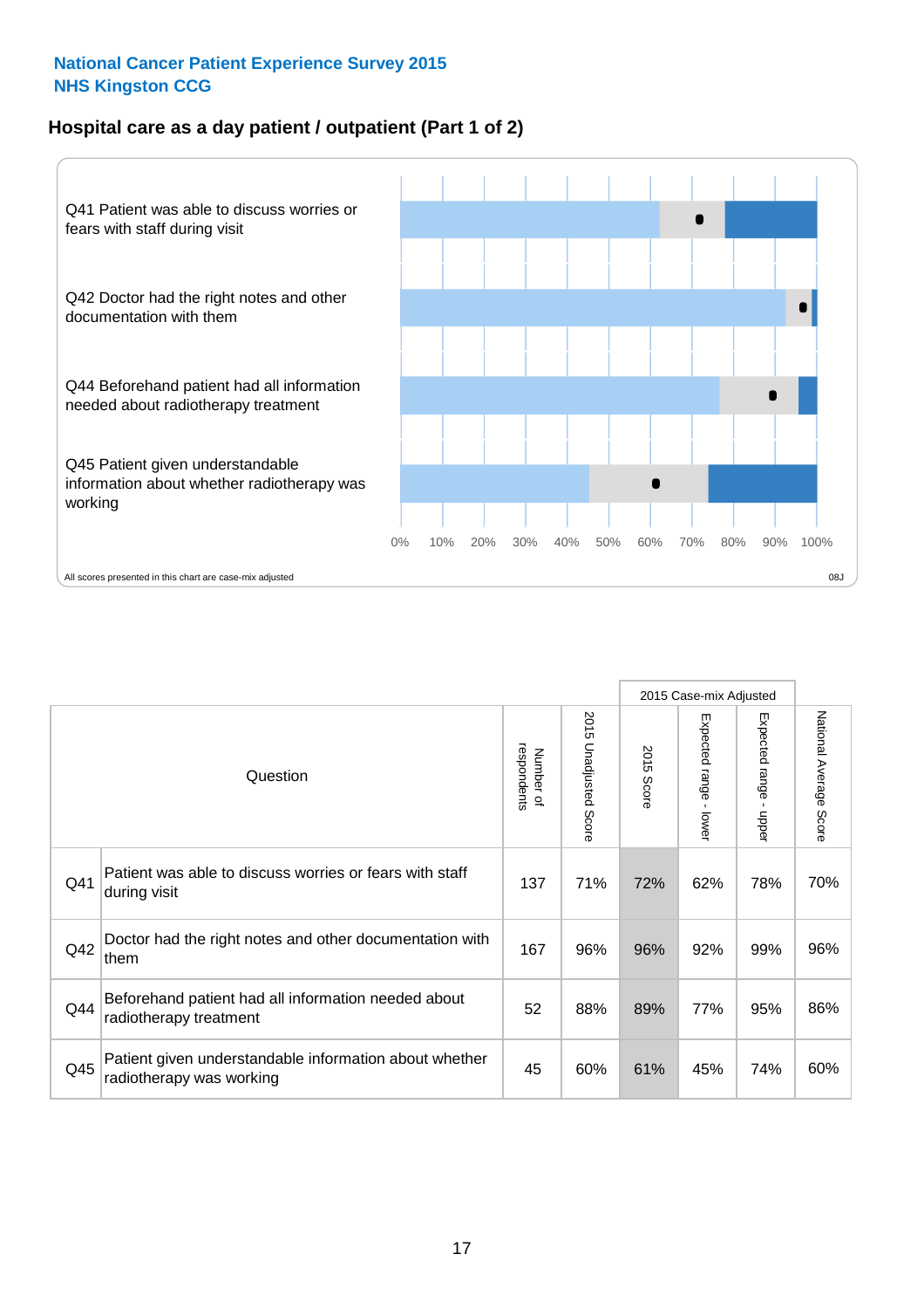# National Cancer Patient Experience Survey 2015
# NHS Kingston CCG

## Hospital care as a day patient / outpatient (Part 1 of 2)

Q41 Patient was able to discuss worries or fears with staff during visit

Q42 Doctor had the right notes and other documentation with them

Q44 Beforehand patient had all information needed about radiotherapy treatment

Q45 Patient given understandable information about whether radiotherapy was working

0% 10% 20% 30% 40% 50% 60% 70% 80% 90% 100%

All scores presented in this chart are case-mix adjusted

08J

| Question | | Number of respondents | 2015 Unadjusted Score | 2015 Case-mix Adjusted: 2015 Score | 2015 Case-mix Adjusted: Expected range - lower | 2015 Case-mix Adjusted: Expected range - upper | National Average Score |
|---|---|---|---|---|---|---|---|
| Q41 | Patient was able to discuss worries or fears with staff during visit | 137 | 71% | 72% | 62% | 78% | 70% |
| Q42 | Doctor had the right notes and other documentation with them | 167 | 96% | 96% | 92% | 99% | 96% |
| Q44 | Beforehand patient had all information needed about radiotherapy treatment | 52 | 88% | 89% | 77% | 95% | 86% |
| Q45 | Patient given understandable information about whether radiotherapy was working | 45 | 60% | 61% | 45% | 74% | 60% |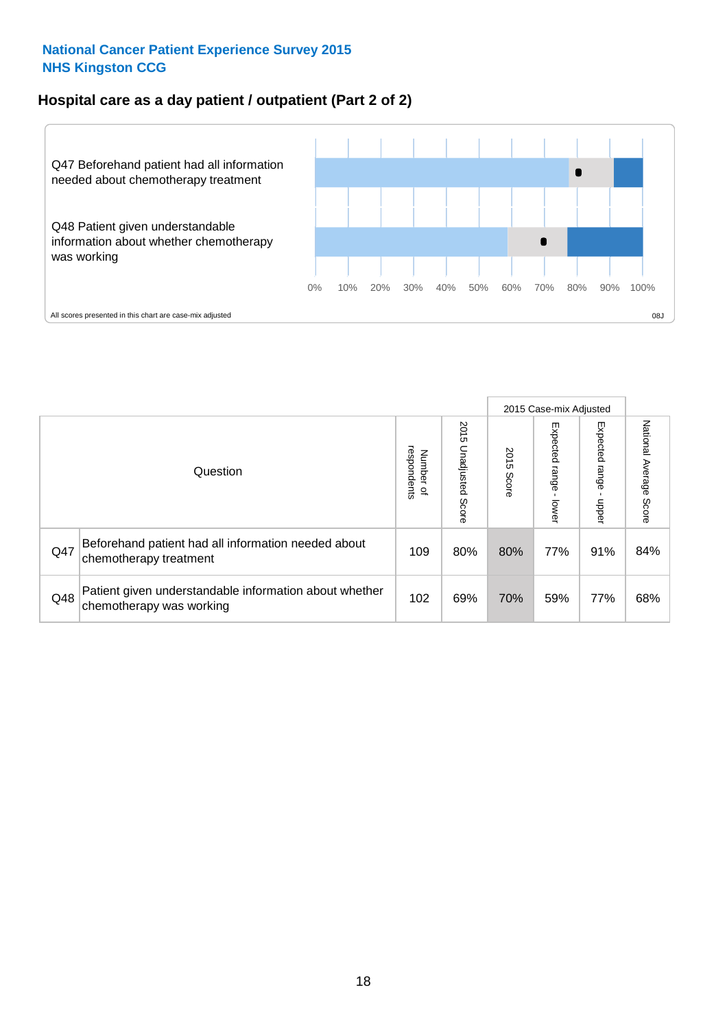**National Cancer Patient Experience Survey 2015**
**NHS Kingston CCG**

## Hospital care as a day patient / outpatient (Part 2 of 2)

Q47 Beforehand patient had all information needed about chemotherapy treatment

Q48 Patient given understandable information about whether chemotherapy was working

0% 10% 20% 30% 40% 50% 60% 70% 80% 90% 100%

All scores presented in this chart are case-mix adjusted

08J

| | Question | Number of respondents | 2015 Unadjusted Score | 2015 Case-mix Adjusted: 2015 Score | 2015 Case-mix Adjusted: Expected range - lower | 2015 Case-mix Adjusted: Expected range - upper | National Average Score |
|---|---|---|---|---|---|---|---|
| Q47 | Beforehand patient had all information needed about chemotherapy treatment | 109 | 80% | 80% | 77% | 91% | 84% |
| Q48 | Patient given understandable information about whether chemotherapy was working | 102 | 69% | 70% | 59% | 77% | 68% |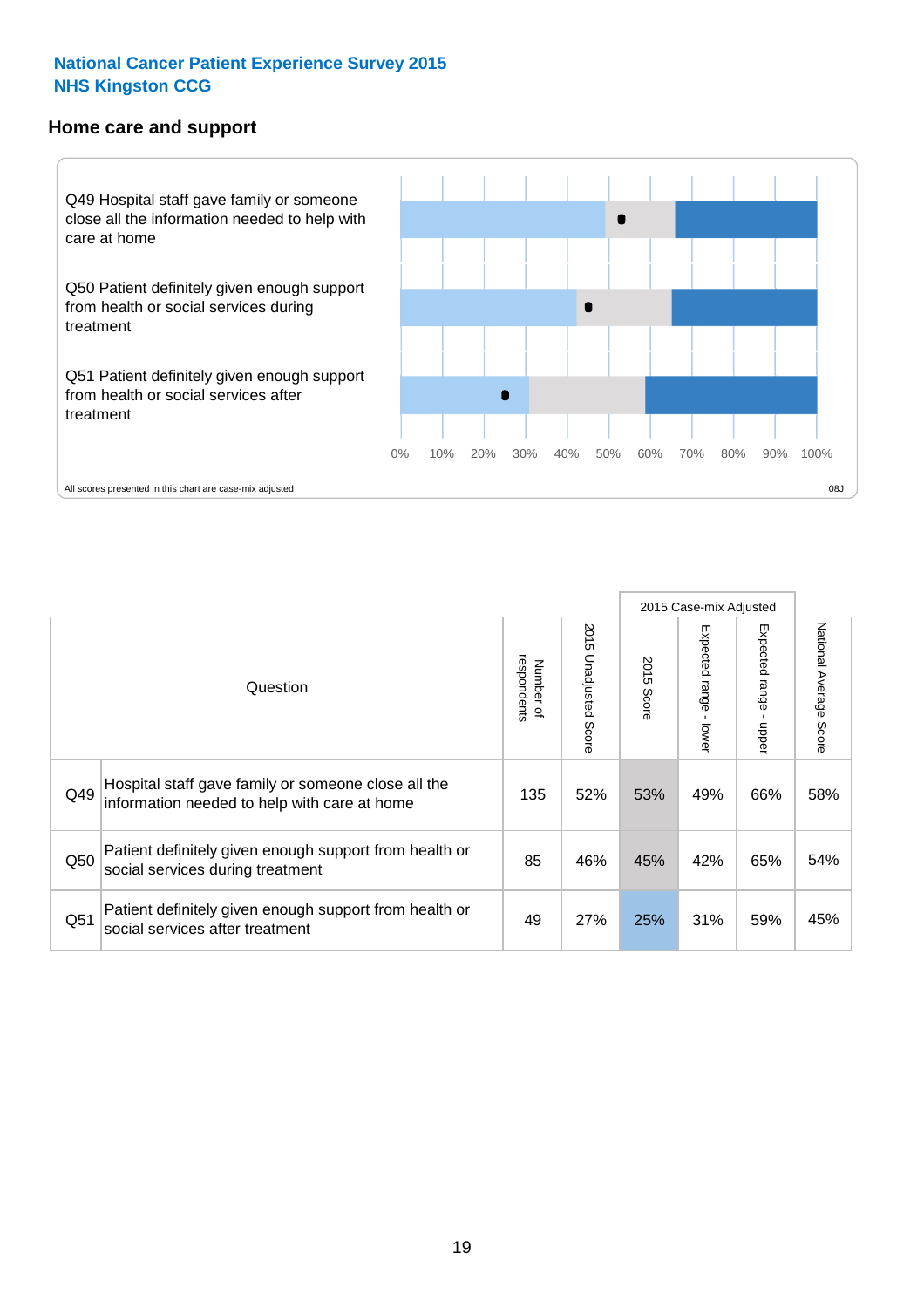## National Cancer Patient Experience Survey 2015
## NHS Kingston CCG

### Home care and support

Q49 Hospital staff gave family or someone close all the information needed to help with care at home

Q50 Patient definitely given enough support from health or social services during treatment

Q51 Patient definitely given enough support from health or social services after treatment

0% 10% 20% 30% 40% 50% 60% 70% 80% 90% 100%

All scores presented in this chart are case-mix adjusted

08J

| | Question | Number of respondents | 2015 Unadjusted Score | 2015 Case-mix Adjusted | | | National Average Score |
|---|---|---|---|---|---|---|---|
| | | | | 2015 Score | Expected range - lower | Expected range - upper | |
| Q49 | Hospital staff gave family or someone close all the information needed to help with care at home | 135 | 52% | 53% | 49% | 66% | 58% |
| Q50 | Patient definitely given enough support from health or social services during treatment | 85 | 46% | 45% | 42% | 65% | 54% |
| Q51 | Patient definitely given enough support from health or social services after treatment | 49 | 27% | 25% | 31% | 59% | 45% |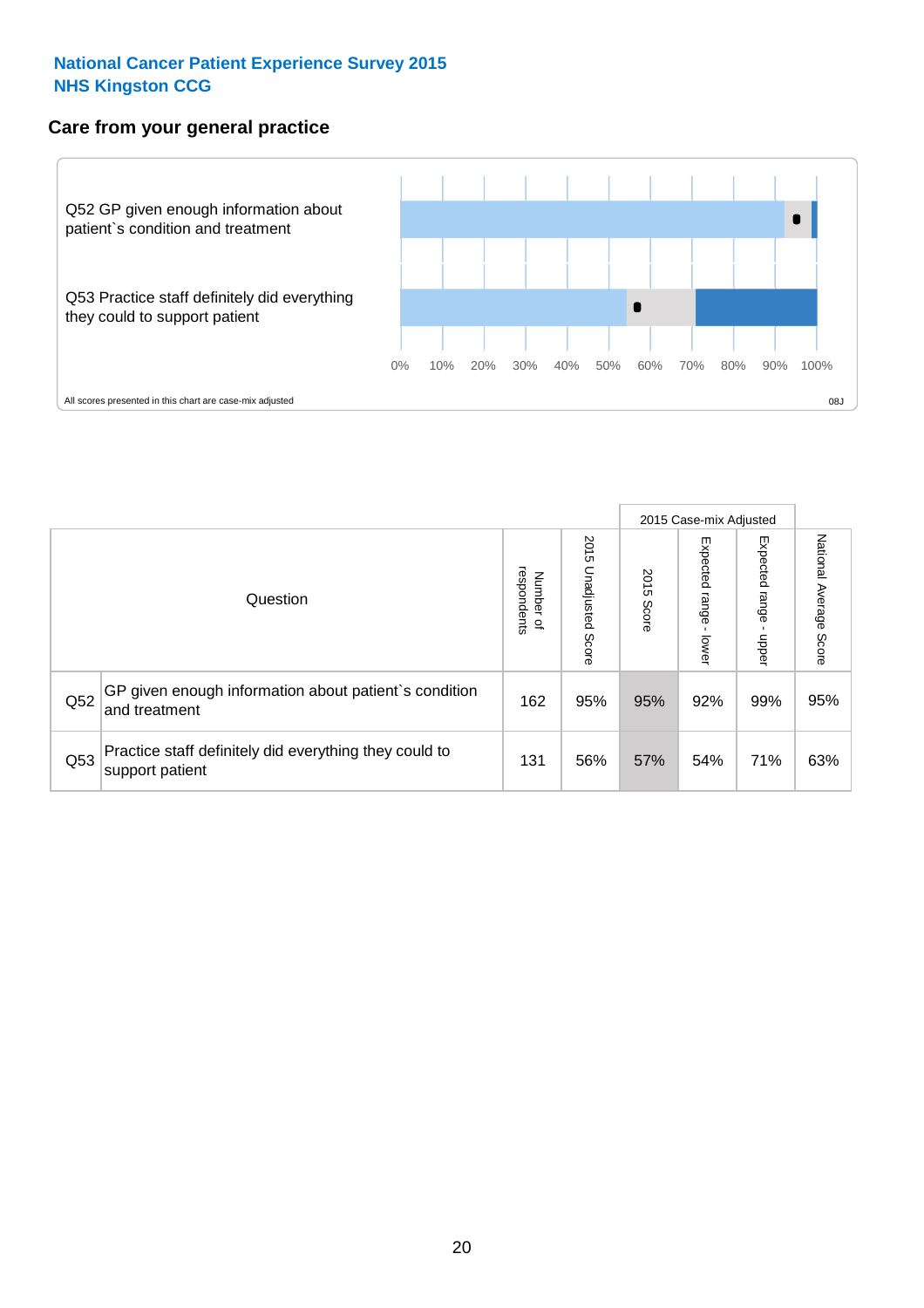National Cancer Patient Experience Survey 2015
NHS Kingston CCG

## Care from your general practice

Q52 GP given enough information about patient`s condition and treatment

Q53 Practice staff definitely did everything they could to support patient

0% 10% 20% 30% 40% 50% 60% 70% 80% 90% 100%

All scores presented in this chart are case-mix adjusted

08J

| Question | | Number of respondents | 2015 Unadjusted Score | 2015 Case-mix Adjusted: 2015 Score | 2015 Case-mix Adjusted: Expected range - lower | 2015 Case-mix Adjusted: Expected range - upper | National Average Score |
|---|---|---|---|---|---|---|---|
| Q52 | GP given enough information about patient`s condition and treatment | 162 | 95% | 95% | 92% | 99% | 95% |
| Q53 | Practice staff definitely did everything they could to support patient | 131 | 56% | 57% | 54% | 71% | 63% |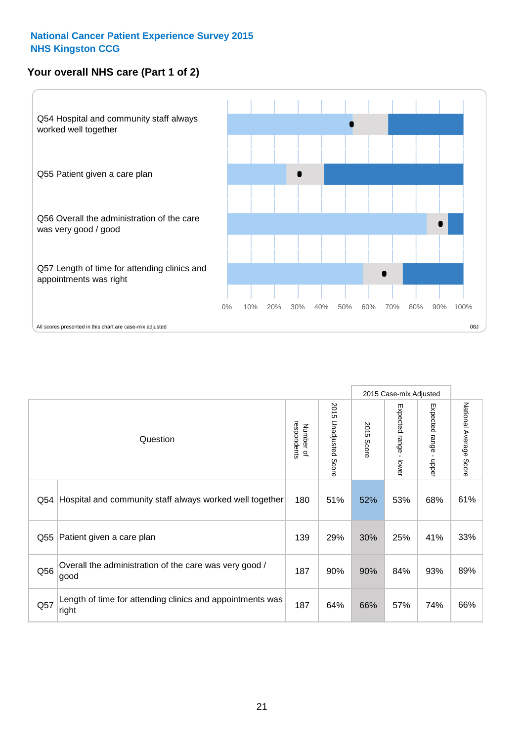National Cancer Patient Experience Survey 2015
NHS Kingston CCG

## Your overall NHS care (Part 1 of 2)

Q54 Hospital and community staff always worked well together

Q55 Patient given a care plan

Q56 Overall the administration of the care was very good / good

Q57 Length of time for attending clinics and appointments was right

0% 10% 20% 30% 40% 50% 60% 70% 80% 90% 100%

All scores presented in this chart are case-mix adjusted

08J

| | Question | Number of respondents | 2015 Unadjusted Score | 2015 Case-mix Adjusted | | | National Average Score |
|---|---|---|---|---|---|---|---|
| | | | | 2015 Score | Expected range - lower | Expected range - upper | |
| Q54 | Hospital and community staff always worked well together | 180 | 51% | 52% | 53% | 68% | 61% |
| Q55 | Patient given a care plan | 139 | 29% | 30% | 25% | 41% | 33% |
| Q56 | Overall the administration of the care was very good / good | 187 | 90% | 90% | 84% | 93% | 89% |
| Q57 | Length of time for attending clinics and appointments was right | 187 | 64% | 66% | 57% | 74% | 66% |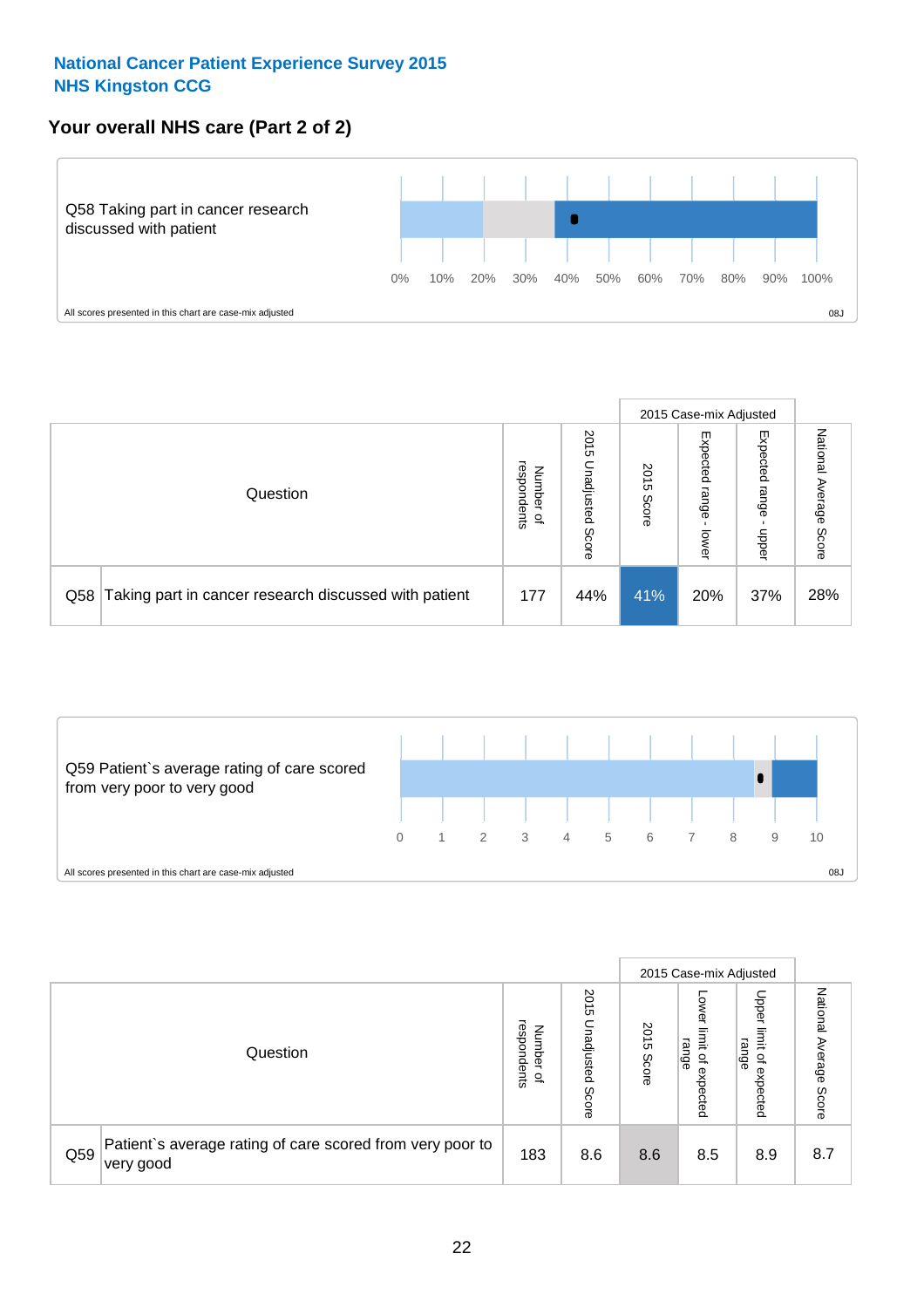**National Cancer Patient Experience Survey 2015**
**NHS Kingston CCG**

## Your overall NHS care (Part 2 of 2)

Q58 Taking part in cancer research discussed with patient

0% 10% 20% 30% 40% 50% 60% 70% 80% 90% 100%

All scores presented in this chart are case-mix adjusted

08J

| Question | | Number of respondents | 2015 Unadjusted Score | 2015 Case-mix Adjusted: 2015 Score | 2015 Case-mix Adjusted: Expected range - lower | 2015 Case-mix Adjusted: Expected range - upper | National Average Score |
|---|---|---|---|---|---|---|---|
| Q58 | Taking part in cancer research discussed with patient | 177 | 44% | 41% | 20% | 37% | 28% |

Q59 Patient`s average rating of care scored from very poor to very good

0 1 2 3 4 5 6 7 8 9 10

All scores presented in this chart are case-mix adjusted

08J

| Question | | Number of respondents | 2015 Unadjusted Score | 2015 Case-mix Adjusted: 2015 Score | 2015 Case-mix Adjusted: Lower limit of expected range | 2015 Case-mix Adjusted: Upper limit of expected range | National Average Score |
|---|---|---|---|---|---|---|---|
| Q59 | Patient`s average rating of care scored from very poor to very good | 183 | 8.6 | 8.6 | 8.5 | 8.9 | 8.7 |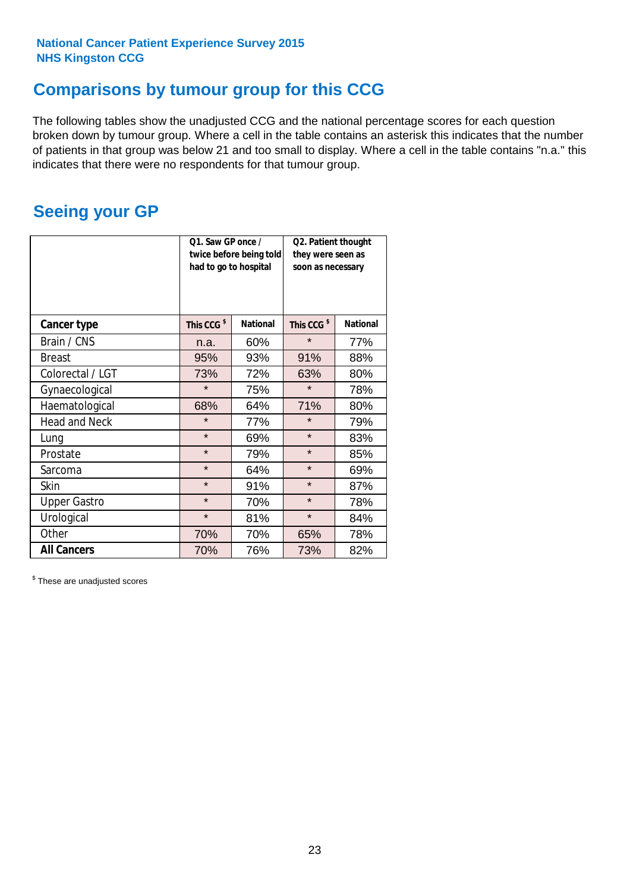National Cancer Patient Experience Survey 2015
NHS Kingston CCG

## Comparisons by tumour group for this CCG

The following tables show the unadjusted CCG and the national percentage scores for each question broken down by tumour group. Where a cell in the table contains an asterisk this indicates that the number of patients in that group was below 21 and too small to display. Where a cell in the table contains "n.a." this indicates that there were no respondents for that tumour group.

## Seeing your GP

| | Q1. Saw GP once / twice before being told had to go to hospital | | Q2. Patient thought they were seen as soon as necessary | |
|---|---|---|---|---|
| **Cancer type** | **This CCG [$]** | **National** | **This CCG [$]** | **National** |
| Brain / CNS | n.a. | 60% | * | 77% |
| Breast | 95% | 93% | 91% | 88% |
| Colorectal / LGT | 73% | 72% | 63% | 80% |
| Gynaecological | * | 75% | * | 78% |
| Haematological | 68% | 64% | 71% | 80% |
| Head and Neck | * | 77% | * | 79% |
| Lung | * | 69% | * | 83% |
| Prostate | * | 79% | * | 85% |
| Sarcoma | * | 64% | * | 69% |
| Skin | * | 91% | * | 87% |
| Upper Gastro | * | 70% | * | 78% |
| Urological | * | 81% | * | 84% |
| Other | 70% | 70% | 65% | 78% |
| **All Cancers** | 70% | 76% | 73% | 82% |

[$] These are unadjusted scores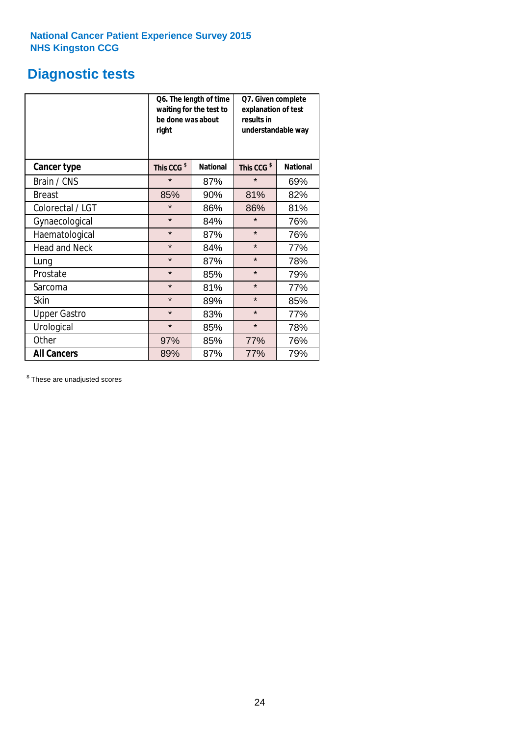**National Cancer Patient Experience Survey 2015**
**NHS Kingston CCG**

# Diagnostic tests

| | Q6. The length of time waiting for the test to be done was about right | | Q7. Given complete explanation of test results in understandable way | |
|---|---|---|---|---|
| **Cancer type** | **This CCG $** | **National** | **This CCG $** | **National** |
| Brain / CNS | * | 87% | * | 69% |
| Breast | 85% | 90% | 81% | 82% |
| Colorectal / LGT | * | 86% | 86% | 81% |
| Gynaecological | * | 84% | * | 76% |
| Haematological | * | 87% | * | 76% |
| Head and Neck | * | 84% | * | 77% |
| Lung | * | 87% | * | 78% |
| Prostate | * | 85% | * | 79% |
| Sarcoma | * | 81% | * | 77% |
| Skin | * | 89% | * | 85% |
| Upper Gastro | * | 83% | * | 77% |
| Urological | * | 85% | * | 78% |
| Other | 97% | 85% | 77% | 76% |
| **All Cancers** | 89% | 87% | 77% | 79% |

$ These are unadjusted scores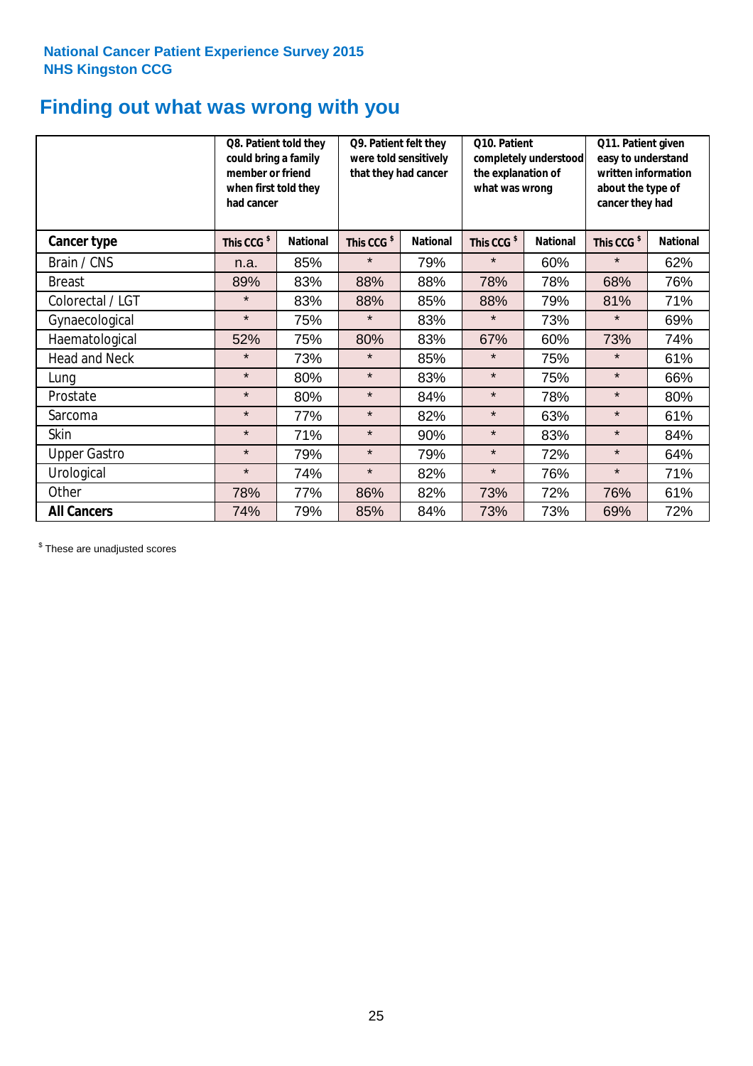**National Cancer Patient Experience Survey 2015**
**NHS Kingston CCG**

# Finding out what was wrong with you

| | Q8. Patient told they could bring a family member or friend when first told they had cancer | | Q9. Patient felt they were told sensitively that they had cancer | | Q10. Patient completely understood the explanation of what was wrong | | Q11. Patient given easy to understand written information about the type of cancer they had | |
|---|---|---|---|---|---|---|---|---|
| **Cancer type** | **This CCG $** | **National** | **This CCG $** | **National** | **This CCG $** | **National** | **This CCG $** | **National** |
| Brain / CNS | n.a. | 85% | * | 79% | * | 60% | * | 62% |
| Breast | 89% | 83% | 88% | 88% | 78% | 78% | 68% | 76% |
| Colorectal / LGT | * | 83% | 88% | 85% | 88% | 79% | 81% | 71% |
| Gynaecological | * | 75% | * | 83% | * | 73% | * | 69% |
| Haematological | 52% | 75% | 80% | 83% | 67% | 60% | 73% | 74% |
| Head and Neck | * | 73% | * | 85% | * | 75% | * | 61% |
| Lung | * | 80% | * | 83% | * | 75% | * | 66% |
| Prostate | * | 80% | * | 84% | * | 78% | * | 80% |
| Sarcoma | * | 77% | * | 82% | * | 63% | * | 61% |
| Skin | * | 71% | * | 90% | * | 83% | * | 84% |
| Upper Gastro | * | 79% | * | 79% | * | 72% | * | 64% |
| Urological | * | 74% | * | 82% | * | 76% | * | 71% |
| Other | 78% | 77% | 86% | 82% | 73% | 72% | 76% | 61% |
| **All Cancers** | 74% | 79% | 85% | 84% | 73% | 73% | 69% | 72% |

$ These are unadjusted scores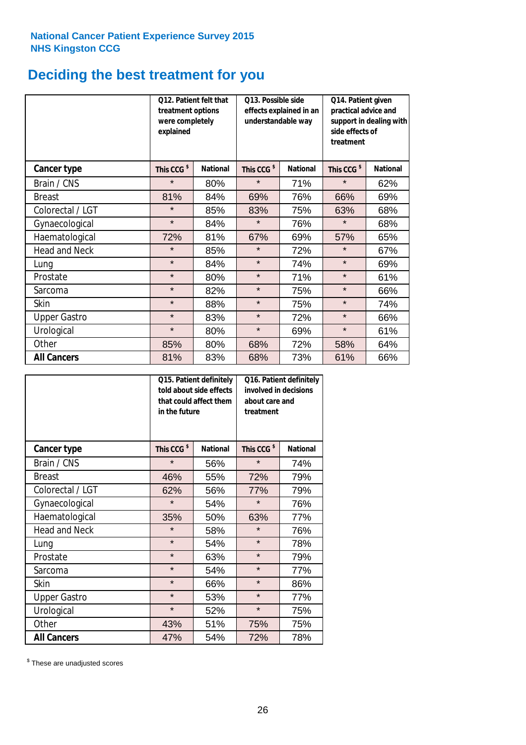National Cancer Patient Experience Survey 2015
NHS Kingston CCG

# Deciding the best treatment for you

| | Q12. Patient felt that treatment options were completely explained | | Q13. Possible side effects explained in an understandable way | | Q14. Patient given practical advice and support in dealing with side effects of treatment | |
|---|---|---|---|---|---|---|
| **Cancer type** | **This CCG $** | **National** | **This CCG $** | **National** | **This CCG $** | **National** |
| Brain / CNS | * | 80% | * | 71% | * | 62% |
| Breast | 81% | 84% | 69% | 76% | 66% | 69% |
| Colorectal / LGT | * | 85% | 83% | 75% | 63% | 68% |
| Gynaecological | * | 84% | * | 76% | * | 68% |
| Haematological | 72% | 81% | 67% | 69% | 57% | 65% |
| Head and Neck | * | 85% | * | 72% | * | 67% |
| Lung | * | 84% | * | 74% | * | 69% |
| Prostate | * | 80% | * | 71% | * | 61% |
| Sarcoma | * | 82% | * | 75% | * | 66% |
| Skin | * | 88% | * | 75% | * | 74% |
| Upper Gastro | * | 83% | * | 72% | * | 66% |
| Urological | * | 80% | * | 69% | * | 61% |
| Other | 85% | 80% | 68% | 72% | 58% | 64% |
| **All Cancers** | 81% | 83% | 68% | 73% | 61% | 66% |

| | Q15. Patient definitely told about side effects that could affect them in the future | | Q16. Patient definitely involved in decisions about care and treatment | |
|---|---|---|---|---|
| **Cancer type** | **This CCG $** | **National** | **This CCG $** | **National** |
| Brain / CNS | * | 56% | * | 74% |
| Breast | 46% | 55% | 72% | 79% |
| Colorectal / LGT | 62% | 56% | 77% | 79% |
| Gynaecological | * | 54% | * | 76% |
| Haematological | 35% | 50% | 63% | 77% |
| Head and Neck | * | 58% | * | 76% |
| Lung | * | 54% | * | 78% |
| Prostate | * | 63% | * | 79% |
| Sarcoma | * | 54% | * | 77% |
| Skin | * | 66% | * | 86% |
| Upper Gastro | * | 53% | * | 77% |
| Urological | * | 52% | * | 75% |
| Other | 43% | 51% | 75% | 75% |
| **All Cancers** | 47% | 54% | 72% | 78% |

$ These are unadjusted scores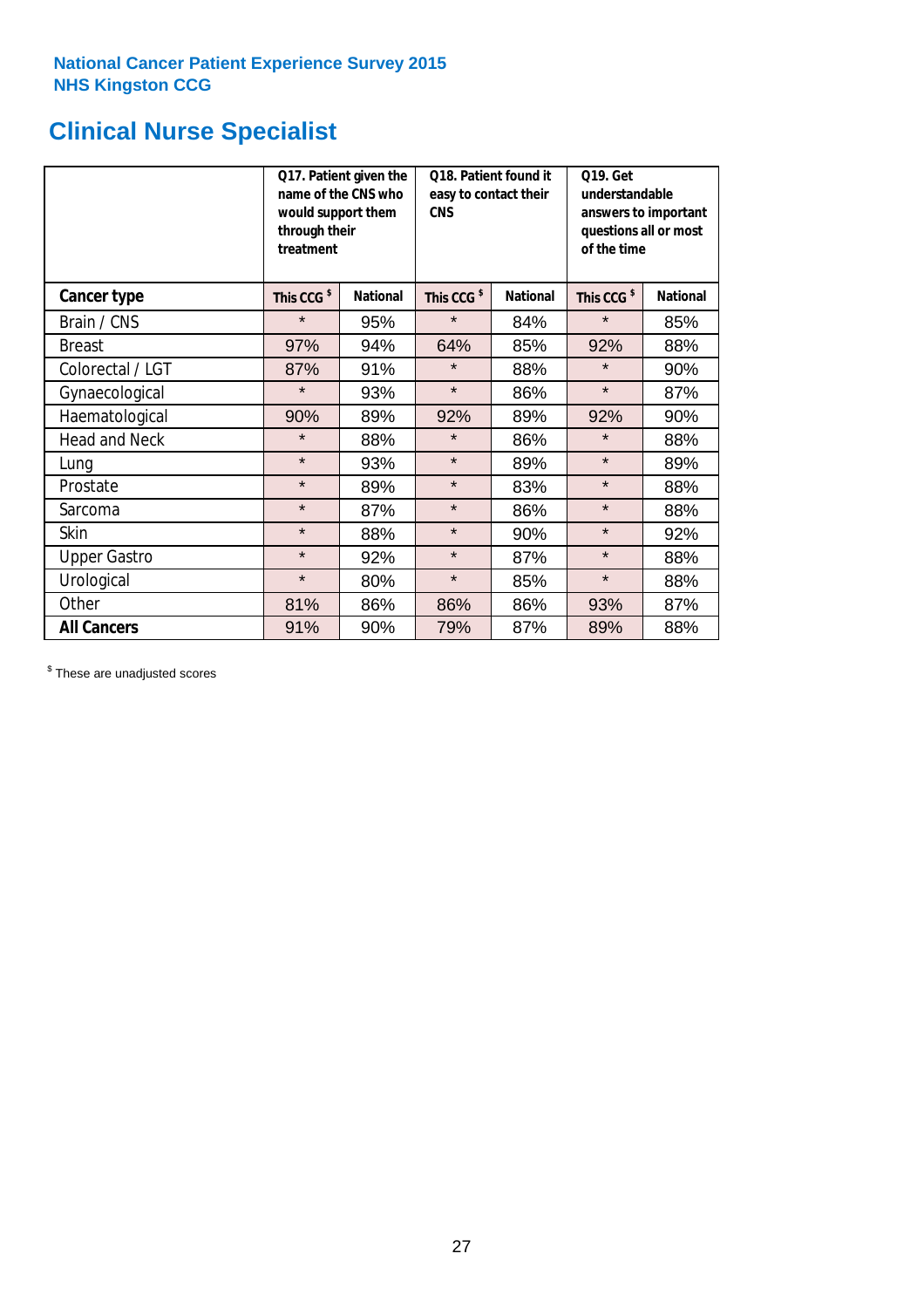National Cancer Patient Experience Survey 2015
NHS Kingston CCG

# Clinical Nurse Specialist

| | Q17. Patient given the name of the CNS who would support them through their treatment | | Q18. Patient found it easy to contact their CNS | | Q19. Get understandable answers to important questions all or most of the time | |
|---|---|---|---|---|---|---|
| **Cancer type** | **This CCG $** | **National** | **This CCG $** | **National** | **This CCG $** | **National** |
| Brain / CNS | * | 95% | * | 84% | * | 85% |
| Breast | 97% | 94% | 64% | 85% | 92% | 88% |
| Colorectal / LGT | 87% | 91% | * | 88% | * | 90% |
| Gynaecological | * | 93% | * | 86% | * | 87% |
| Haematological | 90% | 89% | 92% | 89% | 92% | 90% |
| Head and Neck | * | 88% | * | 86% | * | 88% |
| Lung | * | 93% | * | 89% | * | 89% |
| Prostate | * | 89% | * | 83% | * | 88% |
| Sarcoma | * | 87% | * | 86% | * | 88% |
| Skin | * | 88% | * | 90% | * | 92% |
| Upper Gastro | * | 92% | * | 87% | * | 88% |
| Urological | * | 80% | * | 85% | * | 88% |
| Other | 81% | 86% | 86% | 86% | 93% | 87% |
| **All Cancers** | 91% | 90% | 79% | 87% | 89% | 88% |

$ These are unadjusted scores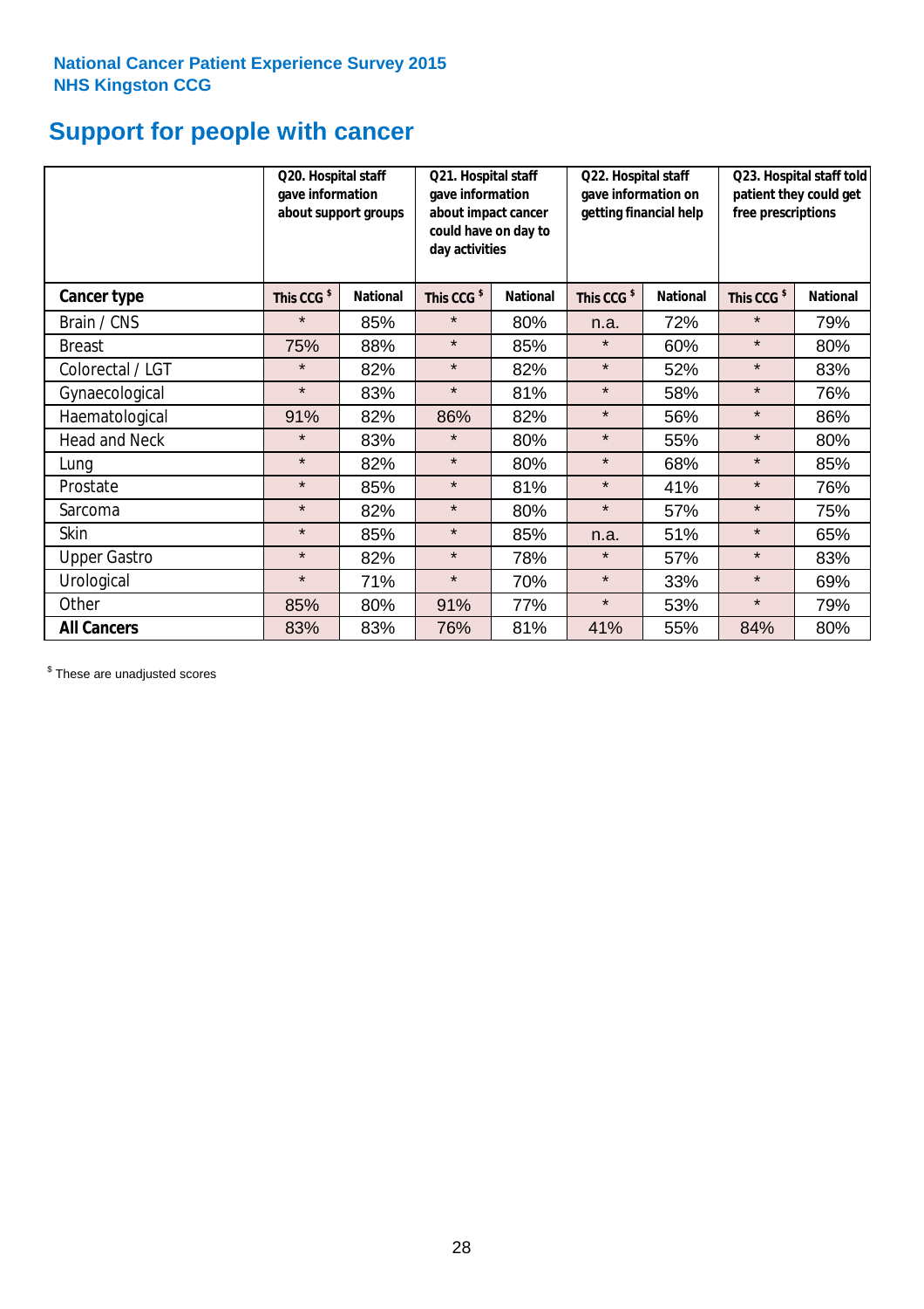National Cancer Patient Experience Survey 2015
NHS Kingston CCG

# Support for people with cancer

| | Q20. Hospital staff gave information about support groups | | Q21. Hospital staff gave information about impact cancer could have on day to day activities | | Q22. Hospital staff gave information on getting financial help | | Q23. Hospital staff told patient they could get free prescriptions | |
|---|---|---|---|---|---|---|---|---|
| **Cancer type** | This CCG $ | National | This CCG $ | National | This CCG $ | National | This CCG $ | National |
| Brain / CNS | * | 85% | * | 80% | n.a. | 72% | * | 79% |
| Breast | 75% | 88% | * | 85% | * | 60% | * | 80% |
| Colorectal / LGT | * | 82% | * | 82% | * | 52% | * | 83% |
| Gynaecological | * | 83% | * | 81% | * | 58% | * | 76% |
| Haematological | 91% | 82% | 86% | 82% | * | 56% | * | 86% |
| Head and Neck | * | 83% | * | 80% | * | 55% | * | 80% |
| Lung | * | 82% | * | 80% | * | 68% | * | 85% |
| Prostate | * | 85% | * | 81% | * | 41% | * | 76% |
| Sarcoma | * | 82% | * | 80% | * | 57% | * | 75% |
| Skin | * | 85% | * | 85% | n.a. | 51% | * | 65% |
| Upper Gastro | * | 82% | * | 78% | * | 57% | * | 83% |
| Urological | * | 71% | * | 70% | * | 33% | * | 69% |
| Other | 85% | 80% | 91% | 77% | * | 53% | * | 79% |
| **All Cancers** | 83% | 83% | 76% | 81% | 41% | 55% | 84% | 80% |

$ These are unadjusted scores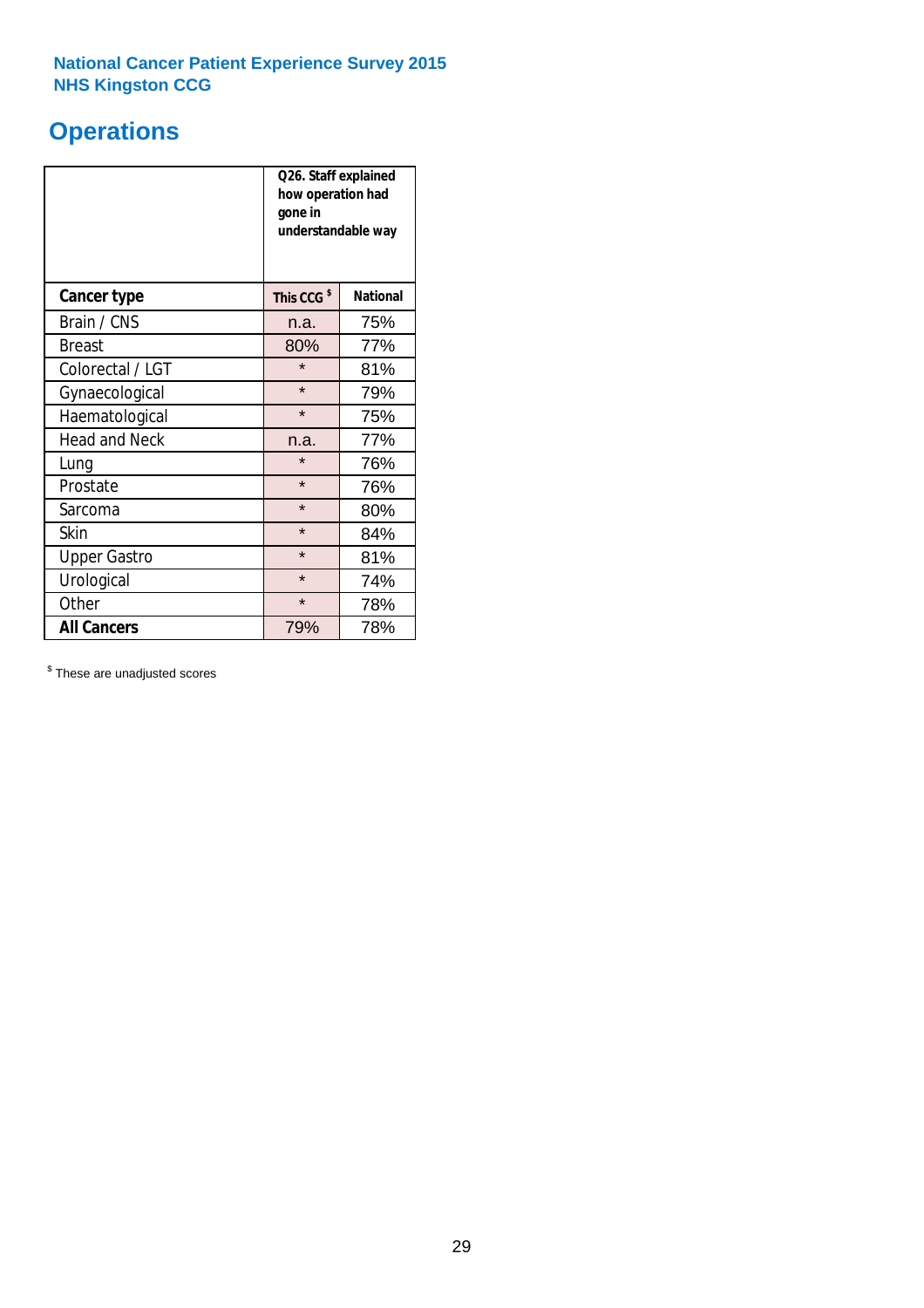**National Cancer Patient Experience Survey 2015**
**NHS Kingston CCG**

# Operations

| | Q26. Staff explained how operation had gone in understandable way | |
|---|---|---|
| **Cancer type** | **This CCG $** | **National** |
| Brain / CNS | n.a. | 75% |
| Breast | 80% | 77% |
| Colorectal / LGT | * | 81% |
| Gynaecological | * | 79% |
| Haematological | * | 75% |
| Head and Neck | n.a. | 77% |
| Lung | * | 76% |
| Prostate | * | 76% |
| Sarcoma | * | 80% |
| Skin | * | 84% |
| Upper Gastro | * | 81% |
| Urological | * | 74% |
| Other | * | 78% |
| **All Cancers** | 79% | 78% |

$ These are unadjusted scores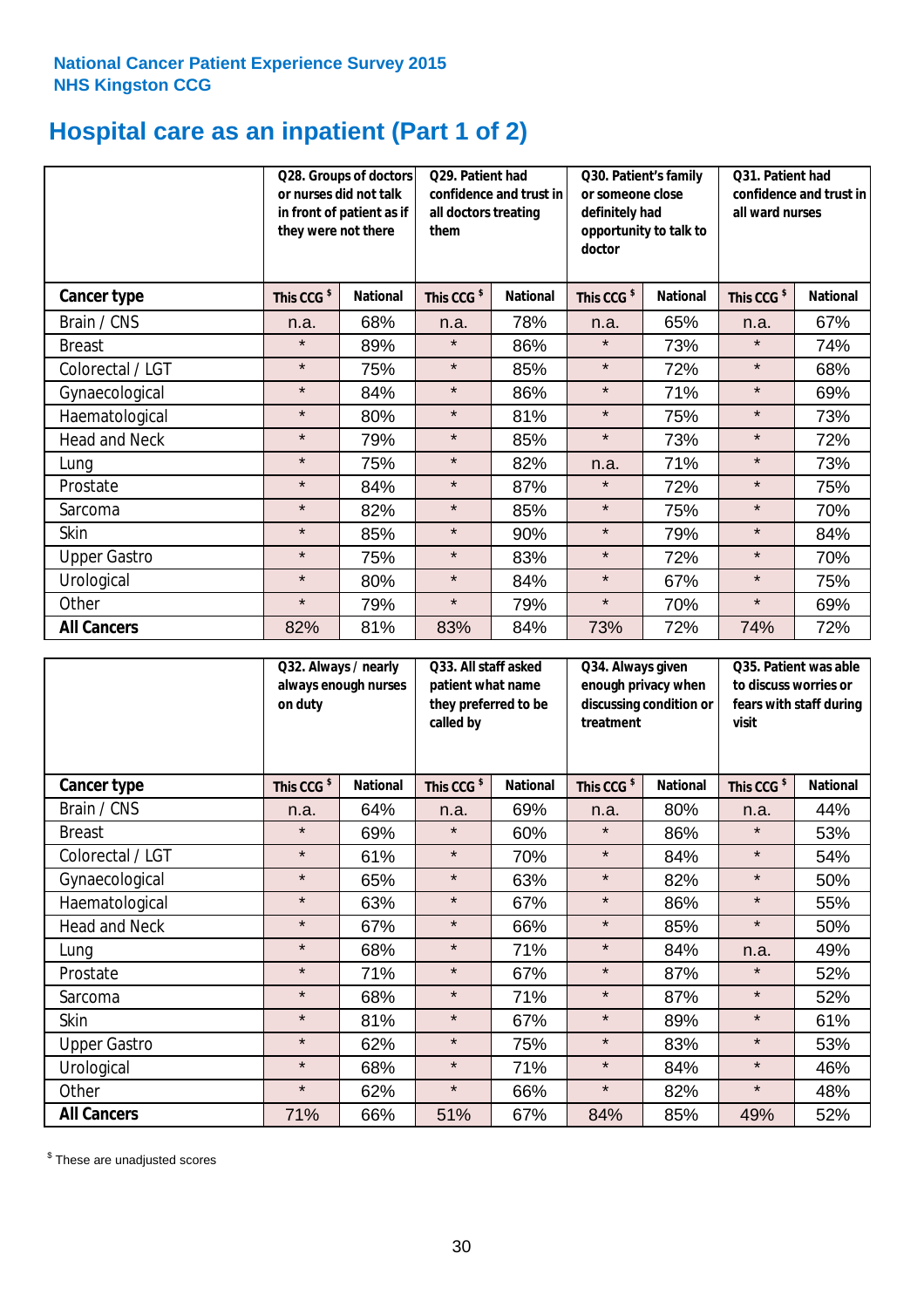National Cancer Patient Experience Survey 2015
NHS Kingston CCG

# Hospital care as an inpatient (Part 1 of 2)

| | Q28. Groups of doctors or nurses did not talk in front of patient as if they were not there | | Q29. Patient had confidence and trust in all doctors treating them | | Q30. Patient's family or someone close definitely had opportunity to talk to doctor | | Q31. Patient had confidence and trust in all ward nurses | |
|---|---|---|---|---|---|---|---|---|
| **Cancer type** | This CCG $ | National | This CCG $ | National | This CCG $ | National | This CCG $ | National |
| Brain / CNS | n.a. | 68% | n.a. | 78% | n.a. | 65% | n.a. | 67% |
| Breast | * | 89% | * | 86% | * | 73% | * | 74% |
| Colorectal / LGT | * | 75% | * | 85% | * | 72% | * | 68% |
| Gynaecological | * | 84% | * | 86% | * | 71% | * | 69% |
| Haematological | * | 80% | * | 81% | * | 75% | * | 73% |
| Head and Neck | * | 79% | * | 85% | * | 73% | * | 72% |
| Lung | * | 75% | * | 82% | n.a. | 71% | * | 73% |
| Prostate | * | 84% | * | 87% | * | 72% | * | 75% |
| Sarcoma | * | 82% | * | 85% | * | 75% | * | 70% |
| Skin | * | 85% | * | 90% | * | 79% | * | 84% |
| Upper Gastro | * | 75% | * | 83% | * | 72% | * | 70% |
| Urological | * | 80% | * | 84% | * | 67% | * | 75% |
| Other | * | 79% | * | 79% | * | 70% | * | 69% |
| **All Cancers** | 82% | 81% | 83% | 84% | 73% | 72% | 74% | 72% |

| | Q32. Always / nearly always enough nurses on duty | | Q33. All staff asked patient what name they preferred to be called by | | Q34. Always given enough privacy when discussing condition or treatment | | Q35. Patient was able to discuss worries or fears with staff during visit | |
|---|---|---|---|---|---|---|---|---|
| **Cancer type** | This CCG $ | National | This CCG $ | National | This CCG $ | National | This CCG $ | National |
| Brain / CNS | n.a. | 64% | n.a. | 69% | n.a. | 80% | n.a. | 44% |
| Breast | * | 69% | * | 60% | * | 86% | * | 53% |
| Colorectal / LGT | * | 61% | * | 70% | * | 84% | * | 54% |
| Gynaecological | * | 65% | * | 63% | * | 82% | * | 50% |
| Haematological | * | 63% | * | 67% | * | 86% | * | 55% |
| Head and Neck | * | 67% | * | 66% | * | 85% | * | 50% |
| Lung | * | 68% | * | 71% | * | 84% | n.a. | 49% |
| Prostate | * | 71% | * | 67% | * | 87% | * | 52% |
| Sarcoma | * | 68% | * | 71% | * | 87% | * | 52% |
| Skin | * | 81% | * | 67% | * | 89% | * | 61% |
| Upper Gastro | * | 62% | * | 75% | * | 83% | * | 53% |
| Urological | * | 68% | * | 71% | * | 84% | * | 46% |
| Other | * | 62% | * | 66% | * | 82% | * | 48% |
| **All Cancers** | 71% | 66% | 51% | 67% | 84% | 85% | 49% | 52% |

$ These are unadjusted scores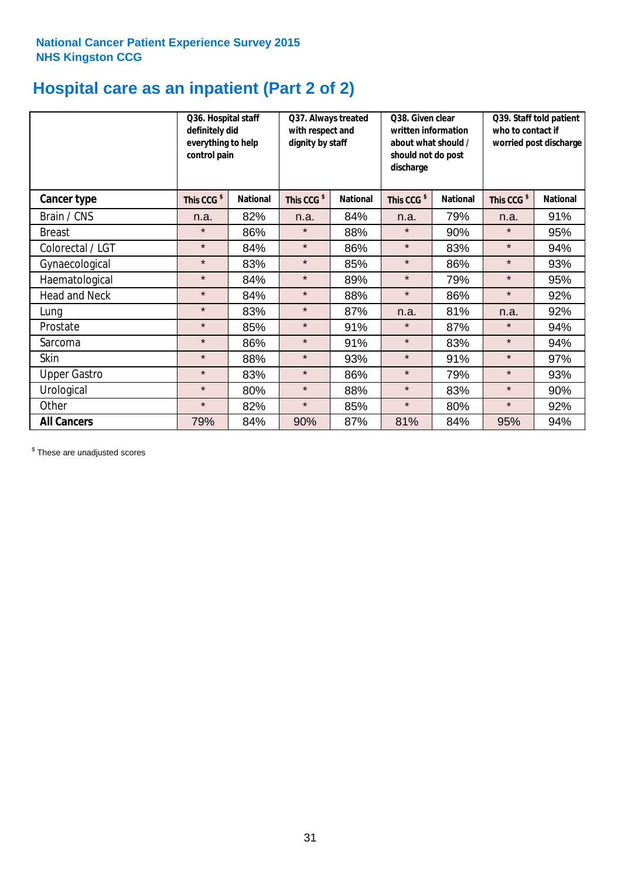National Cancer Patient Experience Survey 2015
NHS Kingston CCG

# Hospital care as an inpatient (Part 2 of 2)

| | Q36. Hospital staff definitely did everything to help control pain | | Q37. Always treated with respect and dignity by staff | | Q38. Given clear written information about what should / should not do post discharge | | Q39. Staff told patient who to contact if worried post discharge | |
|---|---|---|---|---|---|---|---|---|
| **Cancer type** | This CCG [$] | National | This CCG [$] | National | This CCG [$] | National | This CCG [$] | National |
| Brain / CNS | n.a. | 82% | n.a. | 84% | n.a. | 79% | n.a. | 91% |
| Breast | * | 86% | * | 88% | * | 90% | * | 95% |
| Colorectal / LGT | * | 84% | * | 86% | * | 83% | * | 94% |
| Gynaecological | * | 83% | * | 85% | * | 86% | * | 93% |
| Haematological | * | 84% | * | 89% | * | 79% | * | 95% |
| Head and Neck | * | 84% | * | 88% | * | 86% | * | 92% |
| Lung | * | 83% | * | 87% | n.a. | 81% | n.a. | 92% |
| Prostate | * | 85% | * | 91% | * | 87% | * | 94% |
| Sarcoma | * | 86% | * | 91% | * | 83% | * | 94% |
| Skin | * | 88% | * | 93% | * | 91% | * | 97% |
| Upper Gastro | * | 83% | * | 86% | * | 79% | * | 93% |
| Urological | * | 80% | * | 88% | * | 83% | * | 90% |
| Other | * | 82% | * | 85% | * | 80% | * | 92% |
| **All Cancers** | 79% | 84% | 90% | 87% | 81% | 84% | 95% | 94% |

[$] These are unadjusted scores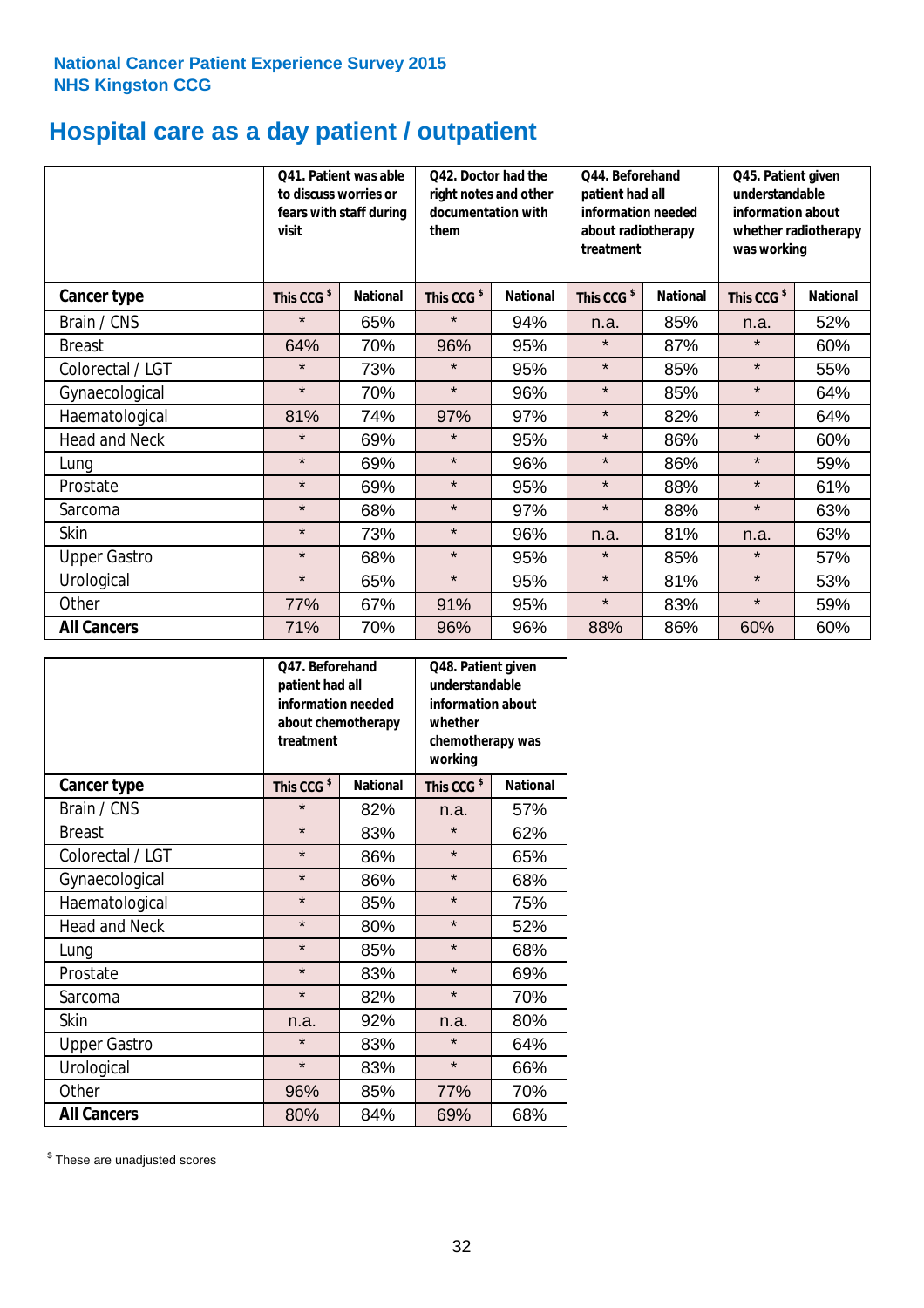National Cancer Patient Experience Survey 2015
NHS Kingston CCG

# Hospital care as a day patient / outpatient

| | Q41. Patient was able to discuss worries or fears with staff during visit | | Q42. Doctor had the right notes and other documentation with them | | Q44. Beforehand patient had all information needed about radiotherapy treatment | | Q45. Patient given understandable information about whether radiotherapy was working | |
|---|---|---|---|---|---|---|---|---|
| **Cancer type** | This CCG $ | National | This CCG $ | National | This CCG $ | National | This CCG $ | National |
| Brain / CNS | * | 65% | * | 94% | n.a. | 85% | n.a. | 52% |
| Breast | 64% | 70% | 96% | 95% | * | 87% | * | 60% |
| Colorectal / LGT | * | 73% | * | 95% | * | 85% | * | 55% |
| Gynaecological | * | 70% | * | 96% | * | 85% | * | 64% |
| Haematological | 81% | 74% | 97% | 97% | * | 82% | * | 64% |
| Head and Neck | * | 69% | * | 95% | * | 86% | * | 60% |
| Lung | * | 69% | * | 96% | * | 86% | * | 59% |
| Prostate | * | 69% | * | 95% | * | 88% | * | 61% |
| Sarcoma | * | 68% | * | 97% | * | 88% | * | 63% |
| Skin | * | 73% | * | 96% | n.a. | 81% | n.a. | 63% |
| Upper Gastro | * | 68% | * | 95% | * | 85% | * | 57% |
| Urological | * | 65% | * | 95% | * | 81% | * | 53% |
| Other | 77% | 67% | 91% | 95% | * | 83% | * | 59% |
| **All Cancers** | 71% | 70% | 96% | 96% | 88% | 86% | 60% | 60% |

| | Q47. Beforehand patient had all information needed about chemotherapy treatment | | Q48. Patient given understandable information about whether chemotherapy was working | |
|---|---|---|---|---|
| **Cancer type** | This CCG $ | National | This CCG $ | National |
| Brain / CNS | * | 82% | n.a. | 57% |
| Breast | * | 83% | * | 62% |
| Colorectal / LGT | * | 86% | * | 65% |
| Gynaecological | * | 86% | * | 68% |
| Haematological | * | 85% | * | 75% |
| Head and Neck | * | 80% | * | 52% |
| Lung | * | 85% | * | 68% |
| Prostate | * | 83% | * | 69% |
| Sarcoma | * | 82% | * | 70% |
| Skin | n.a. | 92% | n.a. | 80% |
| Upper Gastro | * | 83% | * | 64% |
| Urological | * | 83% | * | 66% |
| Other | 96% | 85% | 77% | 70% |
| **All Cancers** | 80% | 84% | 69% | 68% |

$ These are unadjusted scores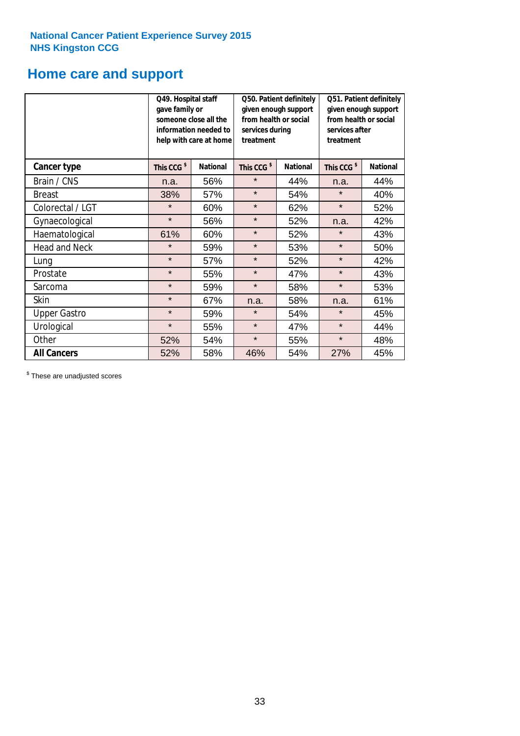National Cancer Patient Experience Survey 2015
NHS Kingston CCG

# Home care and support

| | Q49. Hospital staff gave family or someone close all the information needed to help with care at home | | Q50. Patient definitely given enough support from health or social services during treatment | | Q51. Patient definitely given enough support from health or social services after treatment | |
|---|---|---|---|---|---|---|
| **Cancer type** | **This CCG $** | **National** | **This CCG $** | **National** | **This CCG $** | **National** |
| Brain / CNS | n.a. | 56% | * | 44% | n.a. | 44% |
| Breast | 38% | 57% | * | 54% | * | 40% |
| Colorectal / LGT | * | 60% | * | 62% | * | 52% |
| Gynaecological | * | 56% | * | 52% | n.a. | 42% |
| Haematological | 61% | 60% | * | 52% | * | 43% |
| Head and Neck | * | 59% | * | 53% | * | 50% |
| Lung | * | 57% | * | 52% | * | 42% |
| Prostate | * | 55% | * | 47% | * | 43% |
| Sarcoma | * | 59% | * | 58% | * | 53% |
| Skin | * | 67% | n.a. | 58% | n.a. | 61% |
| Upper Gastro | * | 59% | * | 54% | * | 45% |
| Urological | * | 55% | * | 47% | * | 44% |
| Other | 52% | 54% | * | 55% | * | 48% |
| **All Cancers** | 52% | 58% | 46% | 54% | 27% | 45% |

$ These are unadjusted scores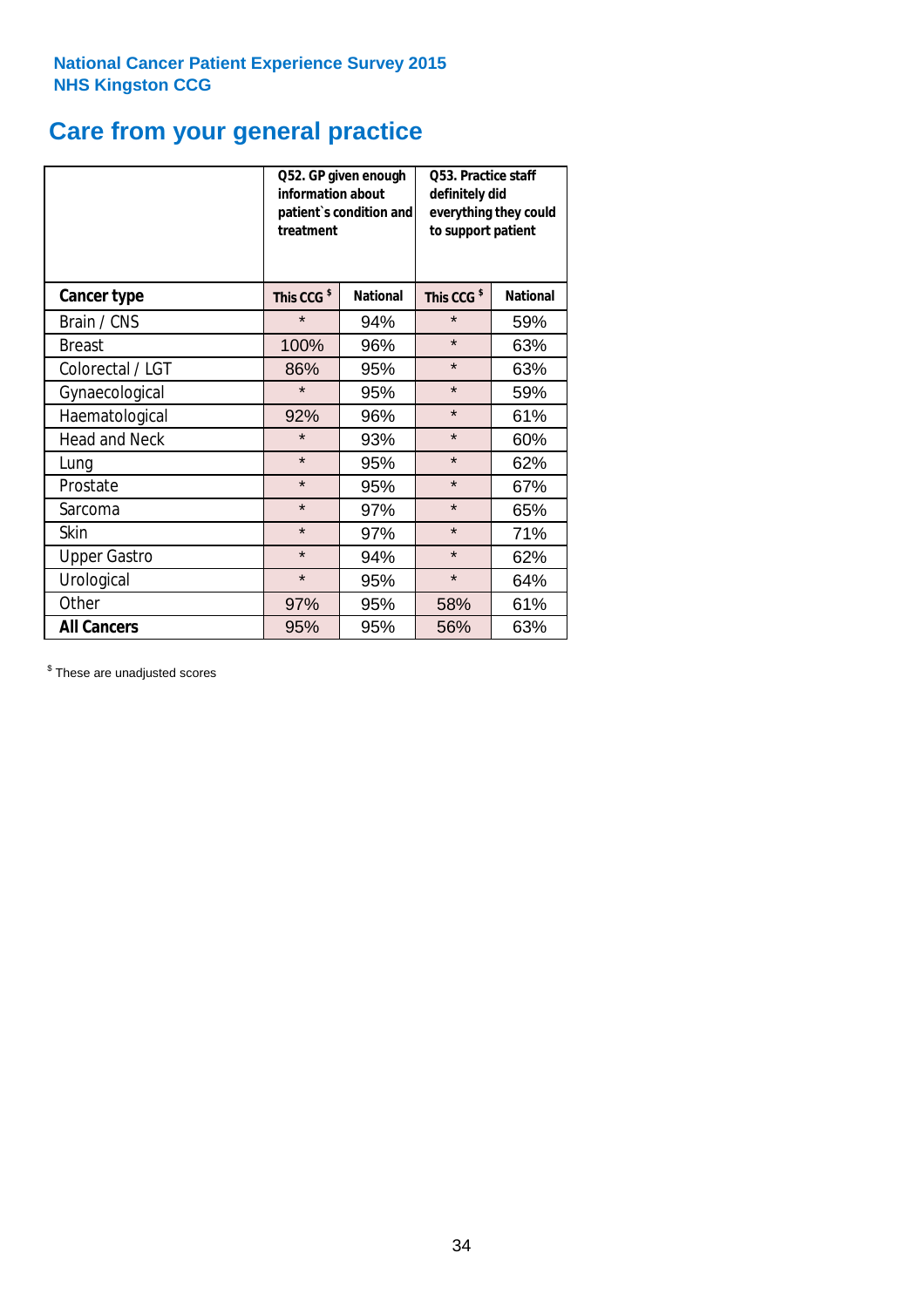National Cancer Patient Experience Survey 2015
NHS Kingston CCG

# Care from your general practice

| | Q52. GP given enough information about patient`s condition and treatment | | Q53. Practice staff definitely did everything they could to support patient | |
|---|---|---|---|---|
| **Cancer type** | This CCG $ | National | This CCG $ | National |
| Brain / CNS | * | 94% | * | 59% |
| Breast | 100% | 96% | * | 63% |
| Colorectal / LGT | 86% | 95% | * | 63% |
| Gynaecological | * | 95% | * | 59% |
| Haematological | 92% | 96% | * | 61% |
| Head and Neck | * | 93% | * | 60% |
| Lung | * | 95% | * | 62% |
| Prostate | * | 95% | * | 67% |
| Sarcoma | * | 97% | * | 65% |
| Skin | * | 97% | * | 71% |
| Upper Gastro | * | 94% | * | 62% |
| Urological | * | 95% | * | 64% |
| Other | 97% | 95% | 58% | 61% |
| **All Cancers** | 95% | 95% | 56% | 63% |

$ These are unadjusted scores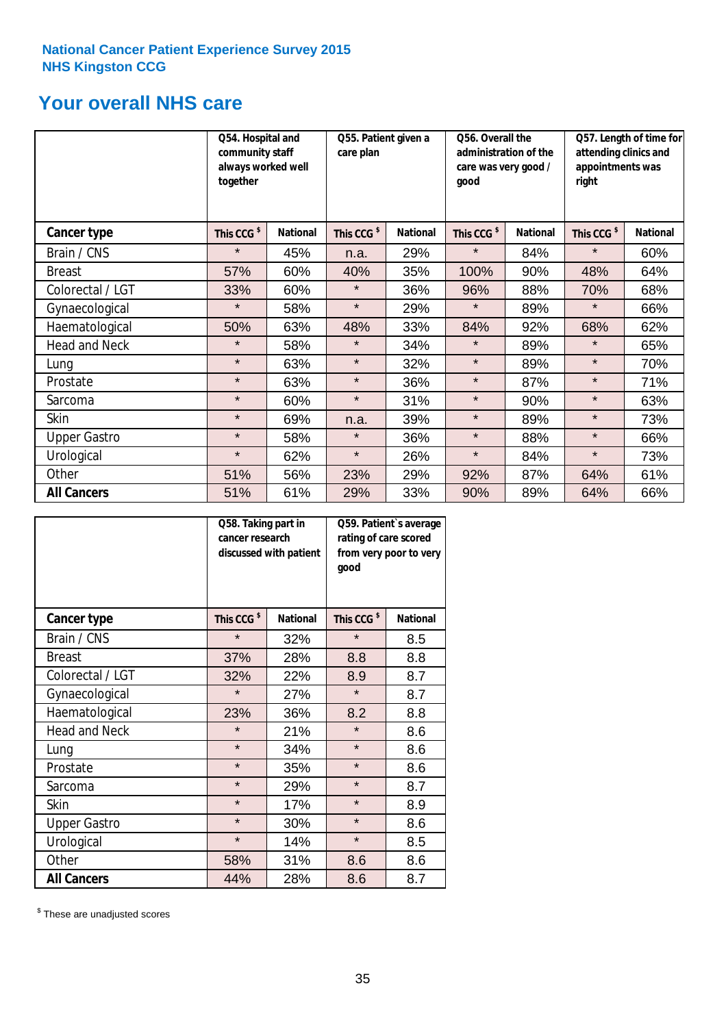National Cancer Patient Experience Survey 2015
NHS Kingston CCG

## Your overall NHS care

| | Q54. Hospital and community staff always worked well together | | Q55. Patient given a care plan | | Q56. Overall the administration of the care was very good / good | | Q57. Length of time for attending clinics and appointments was right | |
|---|---|---|---|---|---|---|---|---|
| **Cancer type** | This CCG $ | National | This CCG $ | National | This CCG $ | National | This CCG $ | National |
| Brain / CNS | * | 45% | n.a. | 29% | * | 84% | * | 60% |
| Breast | 57% | 60% | 40% | 35% | 100% | 90% | 48% | 64% |
| Colorectal / LGT | 33% | 60% | * | 36% | 96% | 88% | 70% | 68% |
| Gynaecological | * | 58% | * | 29% | * | 89% | * | 66% |
| Haematological | 50% | 63% | 48% | 33% | 84% | 92% | 68% | 62% |
| Head and Neck | * | 58% | * | 34% | * | 89% | * | 65% |
| Lung | * | 63% | * | 32% | * | 89% | * | 70% |
| Prostate | * | 63% | * | 36% | * | 87% | * | 71% |
| Sarcoma | * | 60% | * | 31% | * | 90% | * | 63% |
| Skin | * | 69% | n.a. | 39% | * | 89% | * | 73% |
| Upper Gastro | * | 58% | * | 36% | * | 88% | * | 66% |
| Urological | * | 62% | * | 26% | * | 84% | * | 73% |
| Other | 51% | 56% | 23% | 29% | 92% | 87% | 64% | 61% |
| **All Cancers** | 51% | 61% | 29% | 33% | 90% | 89% | 64% | 66% |

| | Q58. Taking part in cancer research discussed with patient | | Q59. Patient`s average rating of care scored from very poor to very good | |
|---|---|---|---|---|
| **Cancer type** | This CCG $ | National | This CCG $ | National |
| Brain / CNS | * | 32% | * | 8.5 |
| Breast | 37% | 28% | 8.8 | 8.8 |
| Colorectal / LGT | 32% | 22% | 8.9 | 8.7 |
| Gynaecological | * | 27% | * | 8.7 |
| Haematological | 23% | 36% | 8.2 | 8.8 |
| Head and Neck | * | 21% | * | 8.6 |
| Lung | * | 34% | * | 8.6 |
| Prostate | * | 35% | * | 8.6 |
| Sarcoma | * | 29% | * | 8.7 |
| Skin | * | 17% | * | 8.9 |
| Upper Gastro | * | 30% | * | 8.6 |
| Urological | * | 14% | * | 8.5 |
| Other | 58% | 31% | 8.6 | 8.6 |
| **All Cancers** | 44% | 28% | 8.6 | 8.7 |

$ These are unadjusted scores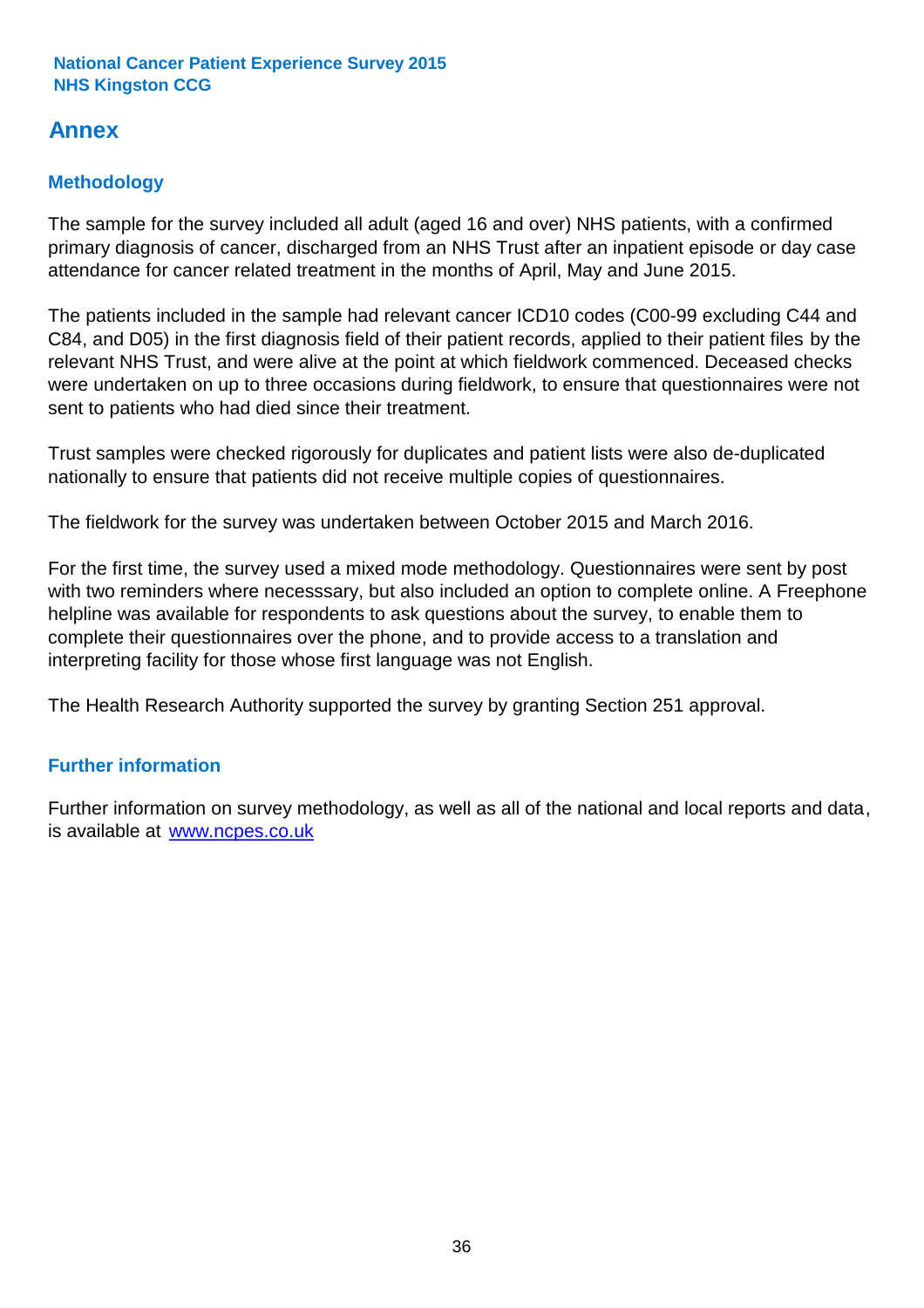## Annex

### Methodology

The sample for the survey included all adult (aged 16 and over) NHS patients, with a confirmed primary diagnosis of cancer, discharged from an NHS Trust after an inpatient episode or day case attendance for cancer related treatment in the months of April, May and June 2015.

The patients included in the sample had relevant cancer ICD10 codes (C00-99 excluding C44 and C84, and D05) in the first diagnosis field of their patient records, applied to their patient files by the relevant NHS Trust, and were alive at the point at which fieldwork commenced. Deceased checks were undertaken on up to three occasions during fieldwork, to ensure that questionnaires were not sent to patients who had died since their treatment.

Trust samples were checked rigorously for duplicates and patient lists were also de-duplicated nationally to ensure that patients did not receive multiple copies of questionnaires.

The fieldwork for the survey was undertaken between October 2015 and March 2016.

For the first time, the survey used a mixed mode methodology. Questionnaires were sent by post with two reminders where necesssary, but also included an option to complete online. A Freephone helpline was available for respondents to ask questions about the survey, to enable them to complete their questionnaires over the phone, and to provide access to a translation and interpreting facility for those whose first language was not English.

The Health Research Authority supported the survey by granting Section 251 approval.

### Further information

Further information on survey methodology, as well as all of the national and local reports and data, is available at [www.ncpes.co.uk](www.ncpes.co.uk)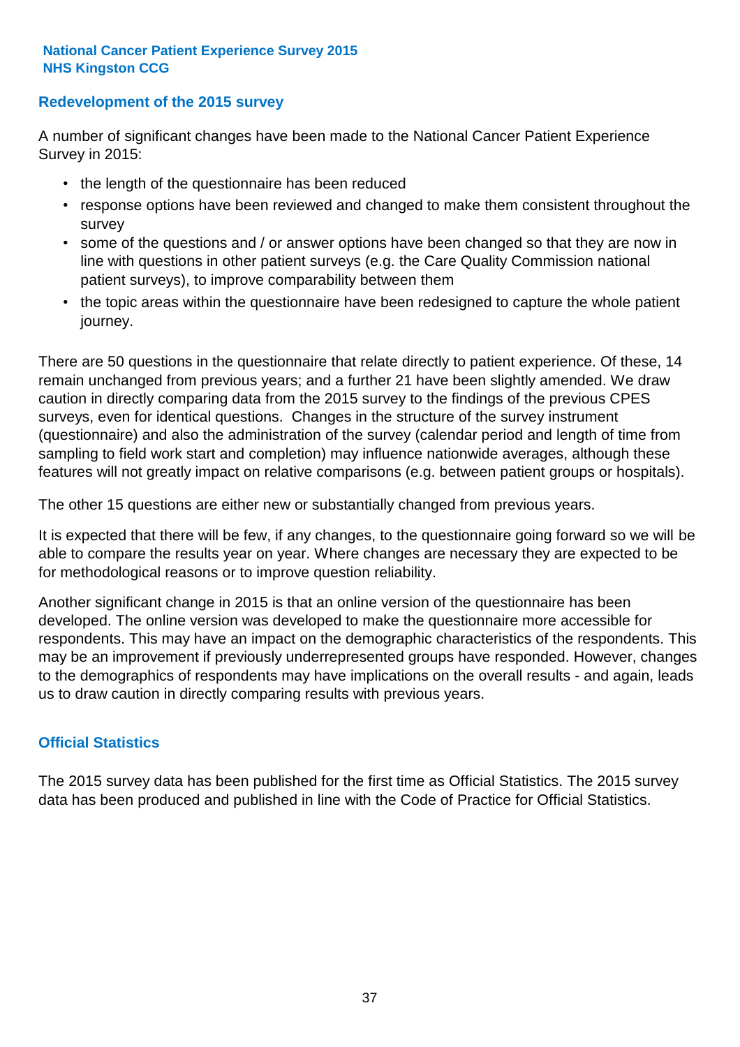**National Cancer Patient Experience Survey 2015**
**NHS Kingston CCG**

## Redevelopment of the 2015 survey

A number of significant changes have been made to the National Cancer Patient Experience Survey in 2015:

- the length of the questionnaire has been reduced
- response options have been reviewed and changed to make them consistent throughout the survey
- some of the questions and / or answer options have been changed so that they are now in line with questions in other patient surveys (e.g. the Care Quality Commission national patient surveys), to improve comparability between them
- the topic areas within the questionnaire have been redesigned to capture the whole patient journey.

There are 50 questions in the questionnaire that relate directly to patient experience. Of these, 14 remain unchanged from previous years; and a further 21 have been slightly amended. We draw caution in directly comparing data from the 2015 survey to the findings of the previous CPES surveys, even for identical questions. Changes in the structure of the survey instrument (questionnaire) and also the administration of the survey (calendar period and length of time from sampling to field work start and completion) may influence nationwide averages, although these features will not greatly impact on relative comparisons (e.g. between patient groups or hospitals).

The other 15 questions are either new or substantially changed from previous years.

It is expected that there will be few, if any changes, to the questionnaire going forward so we will be able to compare the results year on year. Where changes are necessary they are expected to be for methodological reasons or to improve question reliability.

Another significant change in 2015 is that an online version of the questionnaire has been developed. The online version was developed to make the questionnaire more accessible for respondents. This may have an impact on the demographic characteristics of the respondents. This may be an improvement if previously underrepresented groups have responded. However, changes to the demographics of respondents may have implications on the overall results - and again, leads us to draw caution in directly comparing results with previous years.

## Official Statistics

The 2015 survey data has been published for the first time as Official Statistics. The 2015 survey data has been produced and published in line with the Code of Practice for Official Statistics.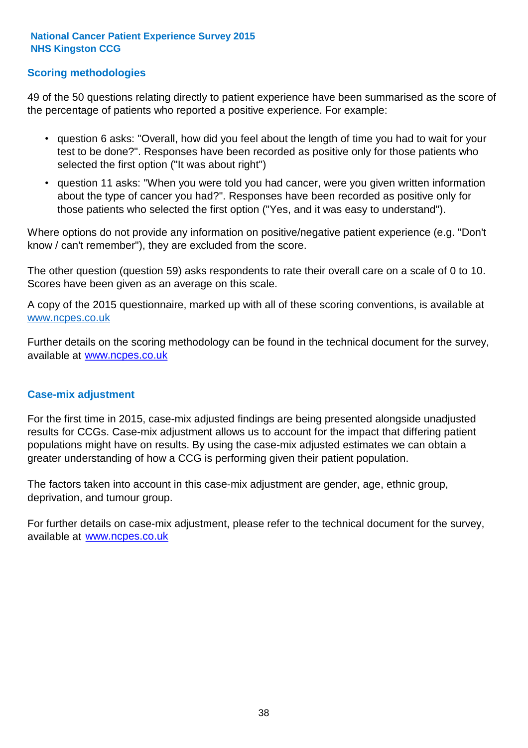National Cancer Patient Experience Survey 2015
NHS Kingston CCG

## Scoring methodologies

49 of the 50 questions relating directly to patient experience have been summarised as the score of the percentage of patients who reported a positive experience. For example:

- question 6 asks: "Overall, how did you feel about the length of time you had to wait for your test to be done?". Responses have been recorded as positive only for those patients who selected the first option ("It was about right")
- question 11 asks: "When you were told you had cancer, were you given written information about the type of cancer you had?". Responses have been recorded as positive only for those patients who selected the first option ("Yes, and it was easy to understand").

Where options do not provide any information on positive/negative patient experience (e.g. "Don't know / can't remember"), they are excluded from the score.

The other question (question 59) asks respondents to rate their overall care on a scale of 0 to 10. Scores have been given as an average on this scale.

A copy of the 2015 questionnaire, marked up with all of these scoring conventions, is available at www.ncpes.co.uk

Further details on the scoring methodology can be found in the technical document for the survey, available at www.ncpes.co.uk

## Case-mix adjustment

For the first time in 2015, case-mix adjusted findings are being presented alongside unadjusted results for CCGs. Case-mix adjustment allows us to account for the impact that differing patient populations might have on results. By using the case-mix adjusted estimates we can obtain a greater understanding of how a CCG is performing given their patient population.

The factors taken into account in this case-mix adjustment are gender, age, ethnic group, deprivation, and tumour group.

For further details on case-mix adjustment, please refer to the technical document for the survey, available at www.ncpes.co.uk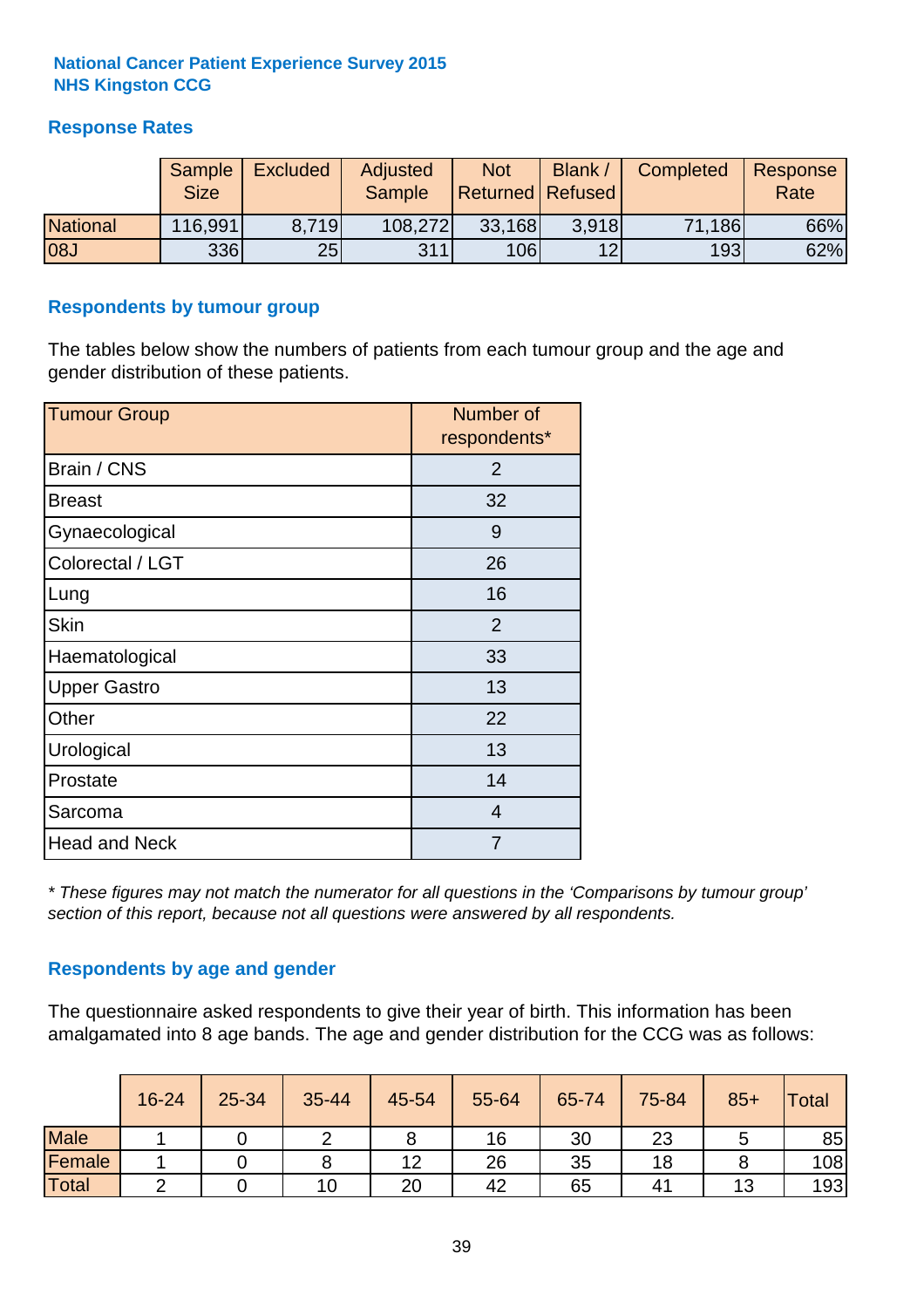**National Cancer Patient Experience Survey 2015**
**NHS Kingston CCG**

## Response Rates

| | Sample Size | Excluded | Adjusted Sample | Not Returned | Blank / Refused | Completed | Response Rate |
|---|---|---|---|---|---|---|---|
| National | 116,991 | 8,719 | 108,272 | 33,168 | 3,918 | 71,186 | 66% |
| 08J | 336 | 25 | 311 | 106 | 12 | 193 | 62% |

## Respondents by tumour group

The tables below show the numbers of patients from each tumour group and the age and gender distribution of these patients.

| Tumour Group | Number of respondents* |
|---|---|
| Brain / CNS | 2 |
| Breast | 32 |
| Gynaecological | 9 |
| Colorectal / LGT | 26 |
| Lung | 16 |
| Skin | 2 |
| Haematological | 33 |
| Upper Gastro | 13 |
| Other | 22 |
| Urological | 13 |
| Prostate | 14 |
| Sarcoma | 4 |
| Head and Neck | 7 |

*\* These figures may not match the numerator for all questions in the 'Comparisons by tumour group' section of this report, because not all questions were answered by all respondents.*

## Respondents by age and gender

The questionnaire asked respondents to give their year of birth. This information has been amalgamated into 8 age bands. The age and gender distribution for the CCG was as follows:

| | 16-24 | 25-34 | 35-44 | 45-54 | 55-64 | 65-74 | 75-84 | 85+ | Total |
|---|---|---|---|---|---|---|---|---|---|
| Male | 1 | 0 | 2 | 8 | 16 | 30 | 23 | 5 | 85 |
| Female | 1 | 0 | 8 | 12 | 26 | 35 | 18 | 8 | 108 |
| Total | 2 | 0 | 10 | 20 | 42 | 65 | 41 | 13 | 193 |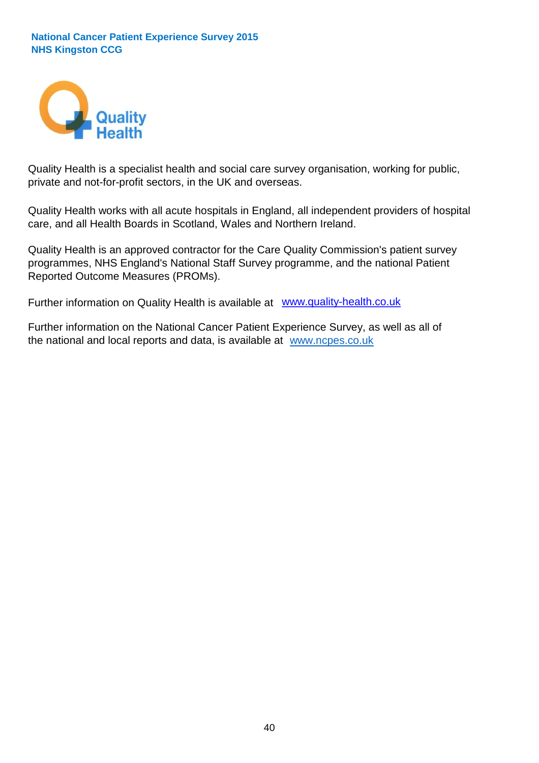Quality Health

Quality Health is a specialist health and social care survey organisation, working for public, private and not-for-profit sectors, in the UK and overseas.

Quality Health works with all acute hospitals in England, all independent providers of hospital care, and all Health Boards in Scotland, Wales and Northern Ireland.

Quality Health is an approved contractor for the Care Quality Commission's patient survey programmes, NHS England's National Staff Survey programme, and the national Patient Reported Outcome Measures (PROMs).

Further information on Quality Health is available at [www.quality-health.co.uk](http://www.quality-health.co.uk)

Further information on the National Cancer Patient Experience Survey, as well as all of the national and local reports and data, is available at [www.ncpes.co.uk](http://www.ncpes.co.uk)